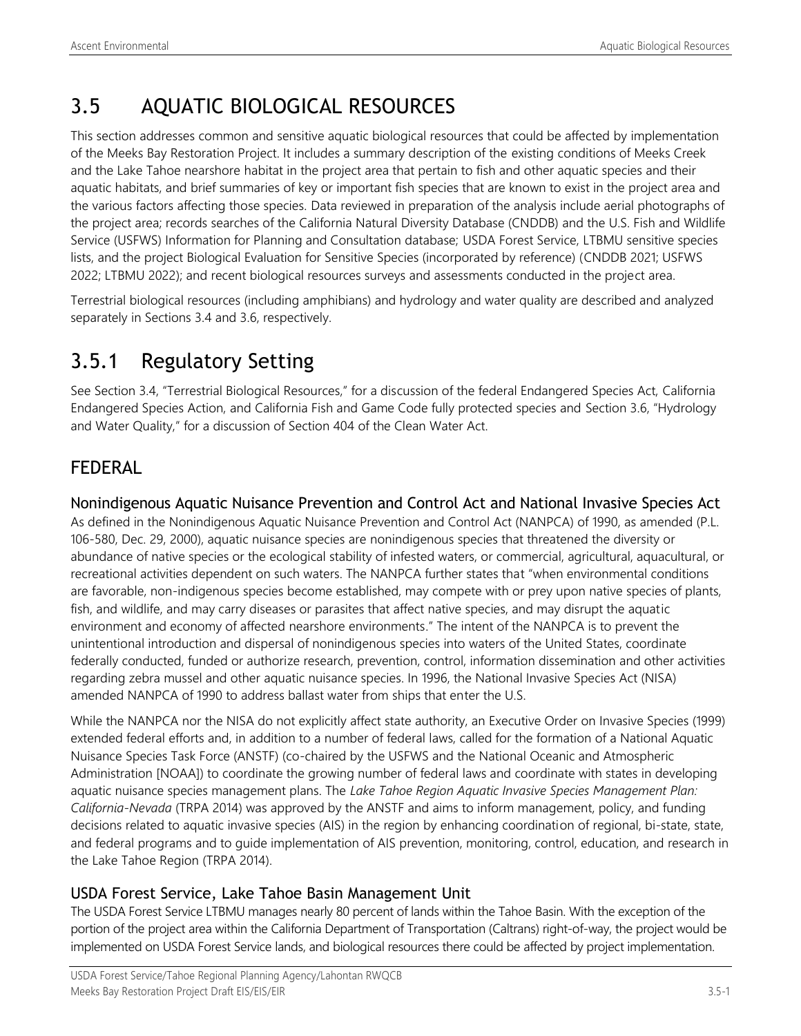# 3.5 AQUATIC BIOLOGICAL RESOURCES

This section addresses common and sensitive aquatic biological resources that could be affected by implementation of the Meeks Bay Restoration Project. It includes a summary description of the existing conditions of Meeks Creek and the Lake Tahoe nearshore habitat in the project area that pertain to fish and other aquatic species and their aquatic habitats, and brief summaries of key or important fish species that are known to exist in the project area and the various factors affecting those species. Data reviewed in preparation of the analysis include aerial photographs of the project area; records searches of the California Natural Diversity Database (CNDDB) and the U.S. Fish and Wildlife Service (USFWS) Information for Planning and Consultation database; USDA Forest Service, LTBMU sensitive species lists, and the project Biological Evaluation for Sensitive Species (incorporated by reference) (CNDDB 2021; USFWS 2022; LTBMU 2022); and recent biological resources surveys and assessments conducted in the project area.

Terrestrial biological resources (including amphibians) and hydrology and water quality are described and analyzed separately in Sections 3.4 and 3.6, respectively.

## 3.5.1 Regulatory Setting

See Section 3.4, "Terrestrial Biological Resources," for a discussion of the federal Endangered Species Act, California Endangered Species Action, and California Fish and Game Code fully protected species and Section 3.6, "Hydrology and Water Quality," for a discussion of Section 404 of the Clean Water Act.

### FEDERAL

#### Nonindigenous Aquatic Nuisance Prevention and Control Act and National Invasive Species Act

As defined in the Nonindigenous Aquatic Nuisance Prevention and Control Act (NANPCA) of 1990, as amended (P.L. 106-580, Dec. 29, 2000), aquatic nuisance species are nonindigenous species that threatened the diversity or abundance of native species or the ecological stability of infested waters, or commercial, agricultural, aquacultural, or recreational activities dependent on such waters. The NANPCA further states that "when environmental conditions are favorable, non-indigenous species become established, may compete with or prey upon native species of plants, fish, and wildlife, and may carry diseases or parasites that affect native species, and may disrupt the aquatic environment and economy of affected nearshore environments." The intent of the NANPCA is to prevent the unintentional introduction and dispersal of nonindigenous species into waters of the United States, coordinate federally conducted, funded or authorize research, prevention, control, information dissemination and other activities regarding zebra mussel and other aquatic nuisance species. In 1996, the National Invasive Species Act (NISA) amended NANPCA of 1990 to address ballast water from ships that enter the U.S.

While the NANPCA nor the NISA do not explicitly affect state authority, an Executive Order on Invasive Species (1999) extended federal efforts and, in addition to a number of federal laws, called for the formation of a National Aquatic Nuisance Species Task Force (ANSTF) (co-chaired by the USFWS and the National Oceanic and Atmospheric Administration [NOAA]) to coordinate the growing number of federal laws and coordinate with states in developing aquatic nuisance species management plans. The *Lake Tahoe Region Aquatic Invasive Species Management Plan: California-Nevada* (TRPA 2014) was approved by the ANSTF and aims to inform management, policy, and funding decisions related to aquatic invasive species (AIS) in the region by enhancing coordination of regional, bi-state, state, and federal programs and to guide implementation of AIS prevention, monitoring, control, education, and research in the Lake Tahoe Region (TRPA 2014).

#### USDA Forest Service, Lake Tahoe Basin Management Unit

The USDA Forest Service LTBMU manages nearly 80 percent of lands within the Tahoe Basin. With the exception of the portion of the project area within the California Department of Transportation (Caltrans) right-of-way, the project would be implemented on USDA Forest Service lands, and biological resources there could be affected by project implementation.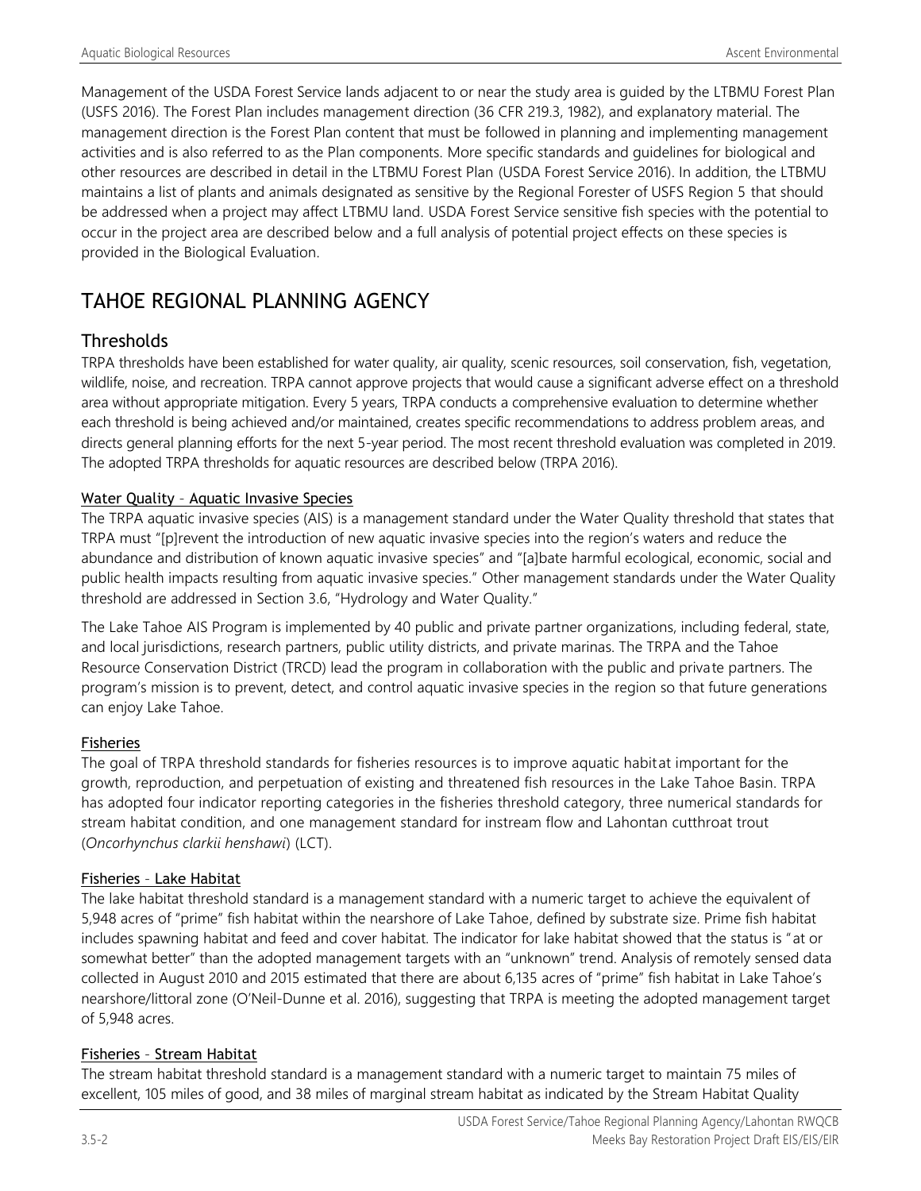Management of the USDA Forest Service lands adjacent to or near the study area is guided by the LTBMU Forest Plan (USFS 2016). The Forest Plan includes management direction (36 CFR 219.3, 1982), and explanatory material. The management direction is the Forest Plan content that must be followed in planning and implementing management activities and is also referred to as the Plan components. More specific standards and guidelines for biological and other resources are described in detail in the LTBMU Forest Plan (USDA Forest Service 2016). In addition, the LTBMU maintains a list of plants and animals designated as sensitive by the Regional Forester of USFS Region 5 that should be addressed when a project may affect LTBMU land. USDA Forest Service sensitive fish species with the potential to occur in the project area are described below and a full analysis of potential project effects on these species is provided in the Biological Evaluation.

# TAHOE REGIONAL PLANNING AGENCY

## Thresholds

TRPA thresholds have been established for water quality, air quality, scenic resources, soil conservation, fish, vegetation, wildlife, noise, and recreation. TRPA cannot approve projects that would cause a significant adverse effect on a threshold area without appropriate mitigation. Every 5 years, TRPA conducts a comprehensive evaluation to determine whether each threshold is being achieved and/or maintained, creates specific recommendations to address problem areas, and directs general planning efforts for the next 5-year period. The most recent threshold evaluation was completed in 2019. The adopted TRPA thresholds for aquatic resources are described below (TRPA 2016).

### Water Quality - Aquatic Invasive Species

The TRPA aquatic invasive species (AIS) is a management standard under the Water Quality threshold that states that TRPA must "[p]revent the introduction of new aquatic invasive species into the region's waters and reduce the abundance and distribution of known aquatic invasive species" and "[a]bate harmful ecological, economic, social and public health impacts resulting from aquatic invasive species." Other management standards under the Water Quality threshold are addressed in Section 3.6, "Hydrology and Water Quality."

The Lake Tahoe AIS Program is implemented by 40 public and private partner organizations, including federal, state, and local jurisdictions, research partners, public utility districts, and private marinas. The TRPA and the Tahoe Resource Conservation District (TRCD) lead the program in collaboration with the public and private partners. The program's mission is to prevent, detect, and control aquatic invasive species in the region so that future generations can enjoy Lake Tahoe.

### Fisheries

The goal of TRPA threshold standards for fisheries resources is to improve aquatic habitat important for the growth, reproduction, and perpetuation of existing and threatened fish resources in the Lake Tahoe Basin. TRPA has adopted four indicator reporting categories in the fisheries threshold category, three numerical standards for stream habitat condition, and one management standard for instream flow and Lahontan cutthroat trout (*Oncorhynchus clarkii henshawi*) (LCT).

### Fisheries - Lake Habitat

The lake habitat threshold standard is a management standard with a numeric target to achieve the equivalent of 5,948 acres of "prime" fish habitat within the nearshore of Lake Tahoe, defined by substrate size. Prime fish habitat includes spawning habitat and feed and cover habitat. The indicator for lake habitat showed that the status is "at or somewhat better" than the adopted management targets with an "unknown" trend. Analysis of remotely sensed data collected in August 2010 and 2015 estimated that there are about 6,135 acres of "prime" fish habitat in Lake Tahoe's nearshore/littoral zone (O'Neil-Dunne et al. 2016), suggesting that TRPA is meeting the adopted management target of 5,948 acres.

### Fisheries - Stream Habitat

The stream habitat threshold standard is a management standard with a numeric target to maintain 75 miles of excellent, 105 miles of good, and 38 miles of marginal stream habitat as indicated by the Stream Habitat Quality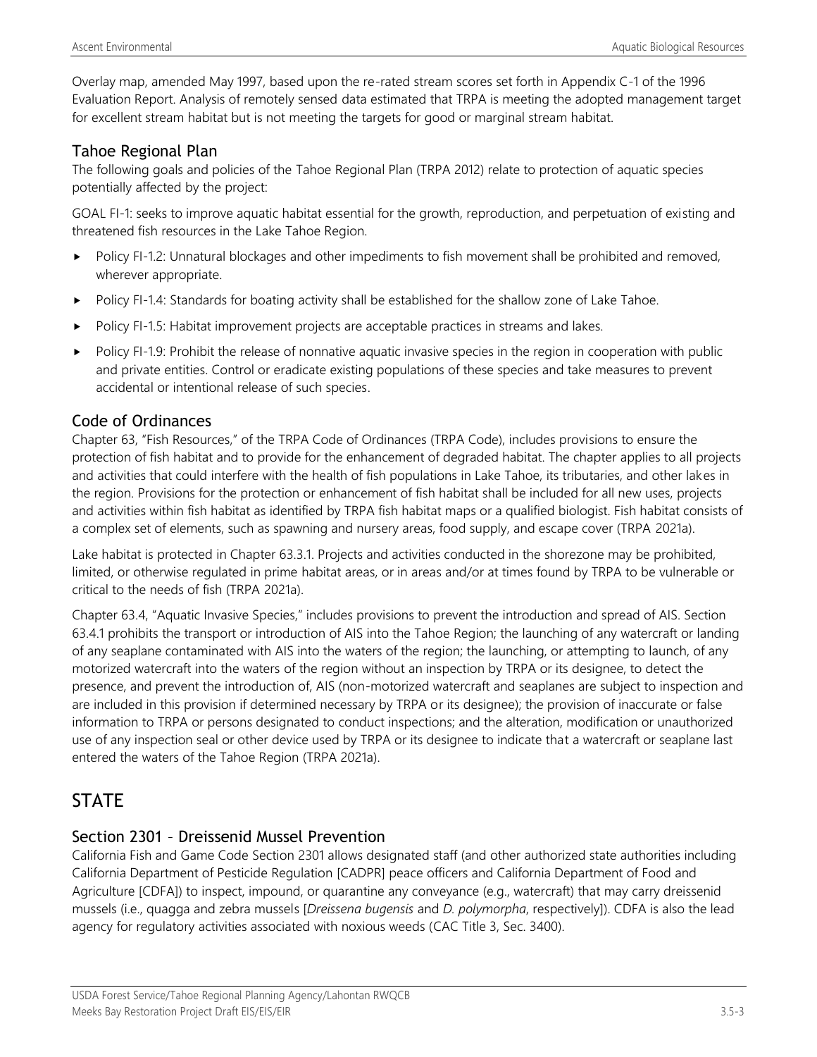Overlay map, amended May 1997, based upon the re-rated stream scores set forth in Appendix C-1 of the 1996 Evaluation Report. Analysis of remotely sensed data estimated that TRPA is meeting the adopted management target for excellent stream habitat but is not meeting the targets for good or marginal stream habitat.

### Tahoe Regional Plan

The following goals and policies of the Tahoe Regional Plan (TRPA 2012) relate to protection of aquatic species potentially affected by the project:

GOAL FI-1: seeks to improve aquatic habitat essential for the growth, reproduction, and perpetuation of existing and threatened fish resources in the Lake Tahoe Region.

- Policy FI-1.2: Unnatural blockages and other impediments to fish movement shall be prohibited and removed, wherever appropriate.
- Policy FI-1.4: Standards for boating activity shall be established for the shallow zone of Lake Tahoe.
- Policy FI-1.5: Habitat improvement projects are acceptable practices in streams and lakes.
- Policy FI-1.9: Prohibit the release of nonnative aquatic invasive species in the region in cooperation with public and private entities. Control or eradicate existing populations of these species and take measures to prevent accidental or intentional release of such species.

### Code of Ordinances

Chapter 63, "Fish Resources," of the TRPA Code of Ordinances (TRPA Code), includes provisions to ensure the protection of fish habitat and to provide for the enhancement of degraded habitat. The chapter applies to all projects and activities that could interfere with the health of fish populations in Lake Tahoe, its tributaries, and other lakes in the region. Provisions for the protection or enhancement of fish habitat shall be included for all new uses, projects and activities within fish habitat as identified by TRPA fish habitat maps or a qualified biologist. Fish habitat consists of a complex set of elements, such as spawning and nursery areas, food supply, and escape cover (TRPA 2021a).

Lake habitat is protected in Chapter 63.3.1. Projects and activities conducted in the shorezone may be prohibited, limited, or otherwise regulated in prime habitat areas, or in areas and/or at times found by TRPA to be vulnerable or critical to the needs of fish (TRPA 2021a).

Chapter 63.4, "Aquatic Invasive Species," includes provisions to prevent the introduction and spread of AIS. Section 63.4.1 prohibits the transport or introduction of AIS into the Tahoe Region; the launching of any watercraft or landing of any seaplane contaminated with AIS into the waters of the region; the launching, or attempting to launch, of any motorized watercraft into the waters of the region without an inspection by TRPA or its designee, to detect the presence, and prevent the introduction of, AIS (non-motorized watercraft and seaplanes are subject to inspection and are included in this provision if determined necessary by TRPA or its designee); the provision of inaccurate or false information to TRPA or persons designated to conduct inspections; and the alteration, modification or unauthorized use of any inspection seal or other device used by TRPA or its designee to indicate that a watercraft or seaplane last entered the waters of the Tahoe Region (TRPA 2021a).

## STATE

### Section 2301 – Dreissenid Mussel Prevention

California Fish and Game Code Section 2301 allows designated staff (and other authorized state authorities including California Department of Pesticide Regulation [CADPR] peace officers and California Department of Food and Agriculture [CDFA]) to inspect, impound, or quarantine any conveyance (e.g., watercraft) that may carry dreissenid mussels (i.e., quagga and zebra mussels [*Dreissena bugensis* and *D. polymorpha*, respectively]). CDFA is also the lead agency for regulatory activities associated with noxious weeds (CAC Title 3, Sec. 3400).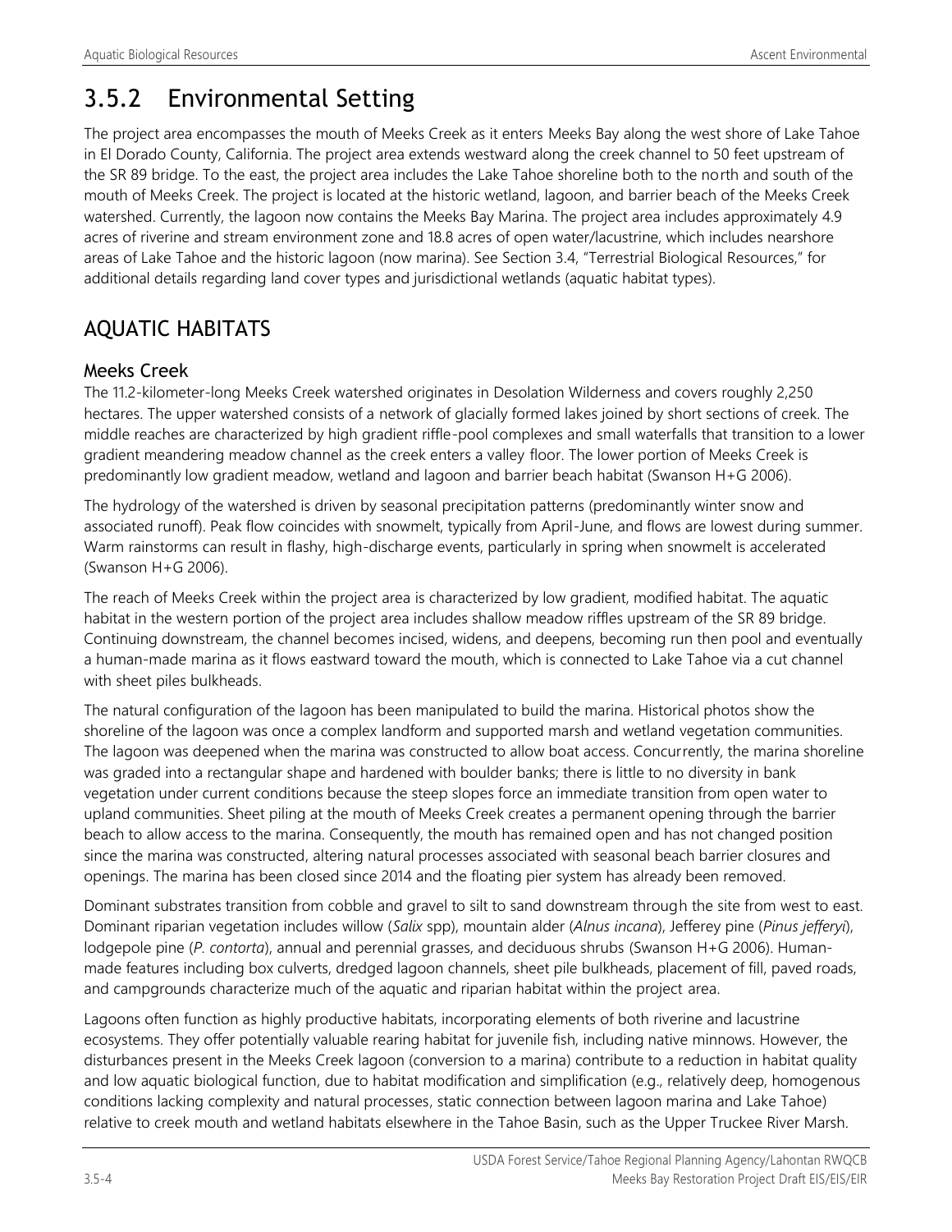## 3.5.2 Environmental Setting

The project area encompasses the mouth of Meeks Creek as it enters Meeks Bay along the west shore of Lake Tahoe in El Dorado County, California. The project area extends westward along the creek channel to 50 feet upstream of the SR 89 bridge. To the east, the project area includes the Lake Tahoe shoreline both to the north and south of the mouth of Meeks Creek. The project is located at the historic wetland, lagoon, and barrier beach of the Meeks Creek watershed. Currently, the lagoon now contains the Meeks Bay Marina. The project area includes approximately 4.9 acres of riverine and stream environment zone and 18.8 acres of open water/lacustrine, which includes nearshore areas of Lake Tahoe and the historic lagoon (now marina). See Section 3.4, "Terrestrial Biological Resources," for additional details regarding land cover types and jurisdictional wetlands (aquatic habitat types).

## AQUATIC HABITATS

### Meeks Creek

The 11.2-kilometer-long Meeks Creek watershed originates in Desolation Wilderness and covers roughly 2,250 hectares. The upper watershed consists of a network of glacially formed lakes joined by short sections of creek. The middle reaches are characterized by high gradient riffle-pool complexes and small waterfalls that transition to a lower gradient meandering meadow channel as the creek enters a valley floor. The lower portion of Meeks Creek is predominantly low gradient meadow, wetland and lagoon and barrier beach habitat (Swanson H+G 2006).

The hydrology of the watershed is driven by seasonal precipitation patterns (predominantly winter snow and associated runoff). Peak flow coincides with snowmelt, typically from April-June, and flows are lowest during summer. Warm rainstorms can result in flashy, high-discharge events, particularly in spring when snowmelt is accelerated (Swanson H+G 2006).

The reach of Meeks Creek within the project area is characterized by low gradient, modified habitat. The aquatic habitat in the western portion of the project area includes shallow meadow riffles upstream of the SR 89 bridge. Continuing downstream, the channel becomes incised, widens, and deepens, becoming run then pool and eventually a human-made marina as it flows eastward toward the mouth, which is connected to Lake Tahoe via a cut channel with sheet piles bulkheads.

The natural configuration of the lagoon has been manipulated to build the marina. Historical photos show the shoreline of the lagoon was once a complex landform and supported marsh and wetland vegetation communities. The lagoon was deepened when the marina was constructed to allow boat access. Concurrently, the marina shoreline was graded into a rectangular shape and hardened with boulder banks; there is little to no diversity in bank vegetation under current conditions because the steep slopes force an immediate transition from open water to upland communities. Sheet piling at the mouth of Meeks Creek creates a permanent opening through the barrier beach to allow access to the marina. Consequently, the mouth has remained open and has not changed position since the marina was constructed, altering natural processes associated with seasonal beach barrier closures and openings. The marina has been closed since 2014 and the floating pier system has already been removed.

Dominant substrates transition from cobble and gravel to silt to sand downstream through the site from west to east. Dominant riparian vegetation includes willow (*Salix* spp), mountain alder (*Alnus incana*), Jefferey pine (*Pinus jefferyi*), lodgepole pine (*P. contorta*), annual and perennial grasses, and deciduous shrubs (Swanson H+G 2006). Human-made features including box culverts, dredged lagoon channels, sheet pile bulkheads, placement of fill, paved roads, and campgrounds characterize much of the aquatic and riparian habitat within the project area.

Lagoons often function as highly productive habitats, incorporating elements of both riverine and lacustrine ecosystems. They offer potentially valuable rearing habitat for juvenile fish, including native minnows. However, the disturbances present in the Meeks Creek lagoon (conversion to a marina) contribute to a reduction in habitat quality and low aquatic biological function, due to habitat modification and simplification (e.g., relatively deep, homogenous conditions lacking complexity and natural processes, static connection between lagoon marina and Lake Tahoe) relative to creek mouth and wetland habitats elsewhere in the Tahoe Basin, such as the Upper Truckee River Marsh.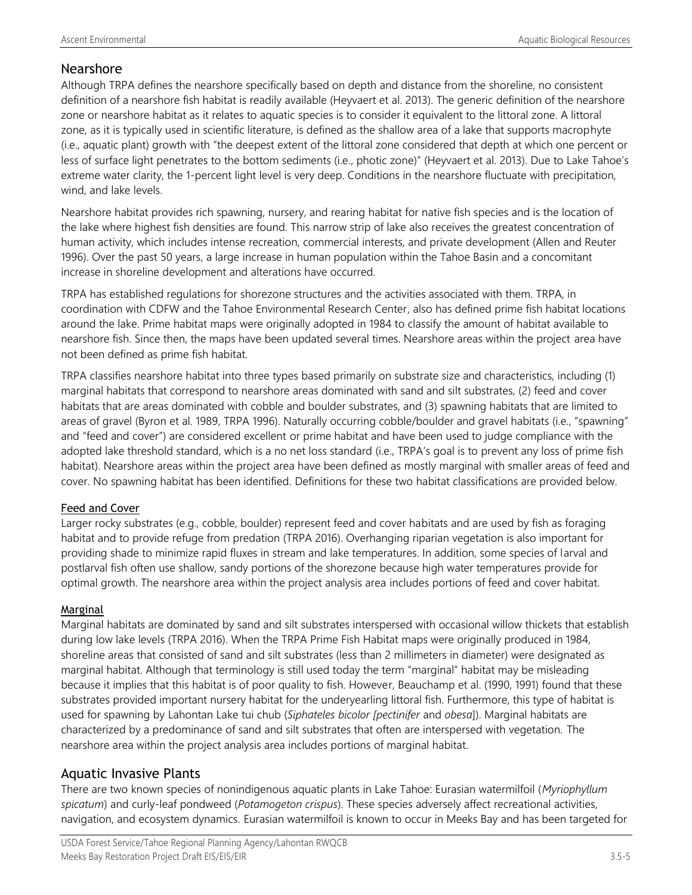## Nearshore

Although TRPA defines the nearshore specifically based on depth and distance from the shoreline, no consistent definition of a nearshore fish habitat is readily available (Heyvaert et al. 2013). The generic definition of the nearshore zone or nearshore habitat as it relates to aquatic species is to consider it equivalent to the littoral zone. A littoral zone, as it is typically used in scientific literature, is defined as the shallow area of a lake that supports macrophyte (i.e., aquatic plant) growth with "the deepest extent of the littoral zone considered that depth at which one percent or less of surface light penetrates to the bottom sediments (i.e., photic zone)" (Heyvaert et al. 2013). Due to Lake Tahoe's extreme water clarity, the 1-percent light level is very deep. Conditions in the nearshore fluctuate with precipitation, wind, and lake levels.

Nearshore habitat provides rich spawning, nursery, and rearing habitat for native fish species and is the location of the lake where highest fish densities are found. This narrow strip of lake also receives the greatest concentration of human activity, which includes intense recreation, commercial interests, and private development (Allen and Reuter 1996). Over the past 50 years, a large increase in human population within the Tahoe Basin and a concomitant increase in shoreline development and alterations have occurred.

TRPA has established regulations for shorezone structures and the activities associated with them. TRPA, in coordination with CDFW and the Tahoe Environmental Research Center, also has defined prime fish habitat locations around the lake. Prime habitat maps were originally adopted in 1984 to classify the amount of habitat available to nearshore fish. Since then, the maps have been updated several times. Nearshore areas within the project area have not been defined as prime fish habitat.

TRPA classifies nearshore habitat into three types based primarily on substrate size and characteristics, including (1) marginal habitats that correspond to nearshore areas dominated with sand and silt substrates, (2) feed and cover habitats that are areas dominated with cobble and boulder substrates, and (3) spawning habitats that are limited to areas of gravel (Byron et al. 1989, TRPA 1996). Naturally occurring cobble/boulder and gravel habitats (i.e., "spawning" and "feed and cover") are considered excellent or prime habitat and have been used to judge compliance with the adopted lake threshold standard, which is a no net loss standard (i.e., TRPA's goal is to prevent any loss of prime fish habitat). Nearshore areas within the project area have been defined as mostly marginal with smaller areas of feed and cover. No spawning habitat has been identified. Definitions for these two habitat classifications are provided below.

### Feed and Cover

Larger rocky substrates (e.g., cobble, boulder) represent feed and cover habitats and are used by fish as foraging habitat and to provide refuge from predation (TRPA 2016). Overhanging riparian vegetation is also important for providing shade to minimize rapid fluxes in stream and lake temperatures. In addition, some species of larval and postlarval fish often use shallow, sandy portions of the shorezone because high water temperatures provide for optimal growth. The nearshore area within the project analysis area includes portions of feed and cover habitat.

### Marginal

Marginal habitats are dominated by sand and silt substrates interspersed with occasional willow thickets that establish during low lake levels (TRPA 2016). When the TRPA Prime Fish Habitat maps were originally produced in 1984, shoreline areas that consisted of sand and silt substrates (less than 2 millimeters in diameter) were designated as marginal habitat. Although that terminology is still used today the term "marginal" habitat may be misleading because it implies that this habitat is of poor quality to fish. However, Beauchamp et al. (1990, 1991) found that these substrates provided important nursery habitat for the underyearling littoral fish. Furthermore, this type of habitat is used for spawning by Lahontan Lake tui chub (*Siphateles bicolor [pectinifer* and *obesa*]). Marginal habitats are characterized by a predominance of sand and silt substrates that often are interspersed with vegetation. The nearshore area within the project analysis area includes portions of marginal habitat.

## Aquatic Invasive Plants

There are two known species of nonindigenous aquatic plants in Lake Tahoe: Eurasian watermilfoil (*Myriophyllum spicatum*) and curly-leaf pondweed (*Potamogeton crispus*). These species adversely affect recreational activities, navigation, and ecosystem dynamics. Eurasian watermilfoil is known to occur in Meeks Bay and has been targeted for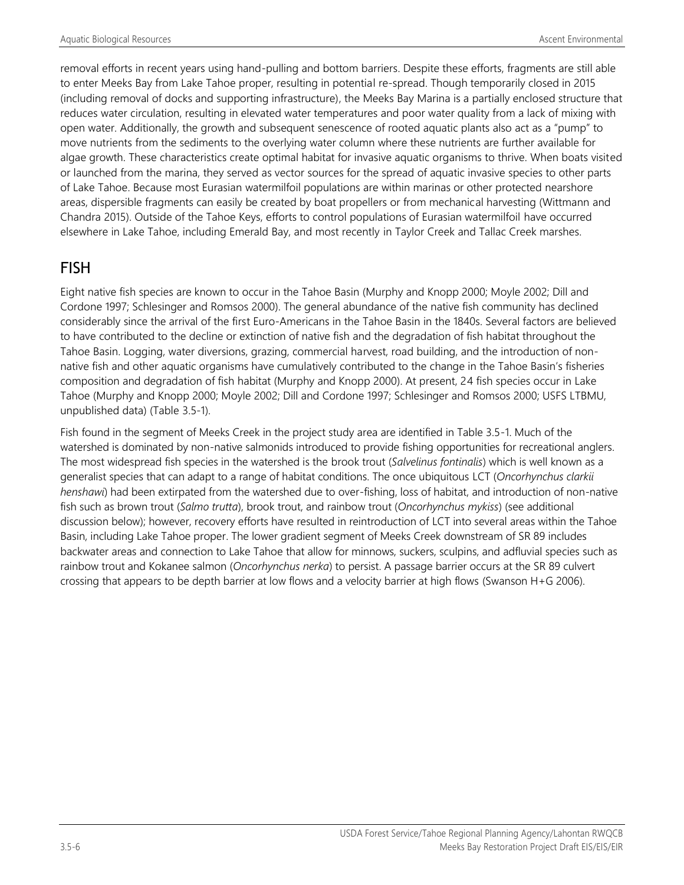removal efforts in recent years using hand-pulling and bottom barriers. Despite these efforts, fragments are still able to enter Meeks Bay from Lake Tahoe proper, resulting in potential re-spread. Though temporarily closed in 2015 (including removal of docks and supporting infrastructure), the Meeks Bay Marina is a partially enclosed structure that reduces water circulation, resulting in elevated water temperatures and poor water quality from a lack of mixing with open water. Additionally, the growth and subsequent senescence of rooted aquatic plants also act as a "pump" to move nutrients from the sediments to the overlying water column where these nutrients are further available for algae growth. These characteristics create optimal habitat for invasive aquatic organisms to thrive. When boats visited or launched from the marina, they served as vector sources for the spread of aquatic invasive species to other parts of Lake Tahoe. Because most Eurasian watermilfoil populations are within marinas or other protected nearshore areas, dispersible fragments can easily be created by boat propellers or from mechanical harvesting (Wittmann and Chandra 2015). Outside of the Tahoe Keys, efforts to control populations of Eurasian watermilfoil have occurred elsewhere in Lake Tahoe, including Emerald Bay, and most recently in Taylor Creek and Tallac Creek marshes.

## FISH

Eight native fish species are known to occur in the Tahoe Basin (Murphy and Knopp 2000; Moyle 2002; Dill and Cordone 1997; Schlesinger and Romsos 2000). The general abundance of the native fish community has declined considerably since the arrival of the first Euro-Americans in the Tahoe Basin in the 1840s. Several factors are believed to have contributed to the decline or extinction of native fish and the degradation of fish habitat throughout the Tahoe Basin. Logging, water diversions, grazing, commercial harvest, road building, and the introduction of non-native fish and other aquatic organisms have cumulatively contributed to the change in the Tahoe Basin's fisheries composition and degradation of fish habitat (Murphy and Knopp 2000). At present, 24 fish species occur in Lake Tahoe (Murphy and Knopp 2000; Moyle 2002; Dill and Cordone 1997; Schlesinger and Romsos 2000; USFS LTBMU, unpublished data) (Table 3.5-1).

Fish found in the segment of Meeks Creek in the project study area are identified in Table 3.5-1. Much of the watershed is dominated by non-native salmonids introduced to provide fishing opportunities for recreational anglers. The most widespread fish species in the watershed is the brook trout (*Salvelinus fontinalis*) which is well known as a generalist species that can adapt to a range of habitat conditions. The once ubiquitous LCT (*Oncorhynchus clarkii henshawi*) had been extirpated from the watershed due to over-fishing, loss of habitat, and introduction of non-native fish such as brown trout (*Salmo trutta*), brook trout, and rainbow trout (*Oncorhynchus mykiss*) (see additional discussion below); however, recovery efforts have resulted in reintroduction of LCT into several areas within the Tahoe Basin, including Lake Tahoe proper. The lower gradient segment of Meeks Creek downstream of SR 89 includes backwater areas and connection to Lake Tahoe that allow for minnows, suckers, sculpins, and adfluvial species such as rainbow trout and Kokanee salmon (*Oncorhynchus nerka*) to persist. A passage barrier occurs at the SR 89 culvert crossing that appears to be depth barrier at low flows and a velocity barrier at high flows (Swanson H+G 2006).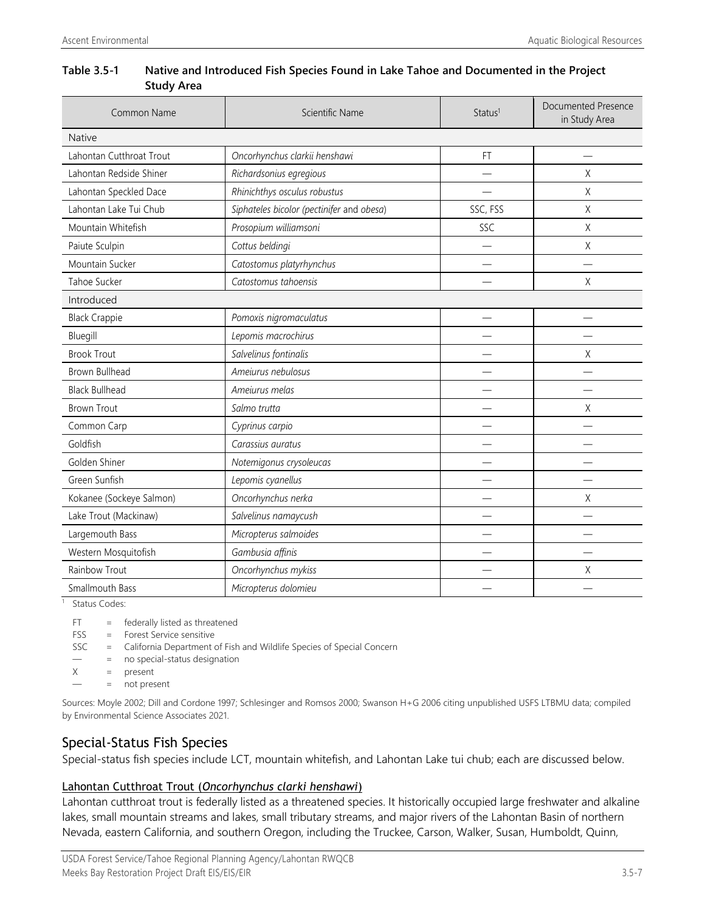**Table 3.5-1 Native and Introduced Fish Species Found in Lake Tahoe and Documented in the Project Study Area**

| Common Name | Scientific Name | Status[1] | Documented Presence in Study Area |
|---|---|---|---|
| Native | | | |
| Lahontan Cutthroat Trout | *Oncorhynchus clarkii henshawi* | FT | — |
| Lahontan Redside Shiner | *Richardsonius egregious* | — | X |
| Lahontan Speckled Dace | *Rhinichthys osculus robustus* | — | X |
| Lahontan Lake Tui Chub | *Siphateles bicolor (pectinifer and obesa)* | SSC, FSS | X |
| Mountain Whitefish | *Prosopium williamsoni* | SSC | X |
| Paiute Sculpin | *Cottus beldingi* | — | X |
| Mountain Sucker | *Catostomus platyrhynchus* | — | — |
| Tahoe Sucker | *Catostomus tahoensis* | — | X |
| Introduced | | | |
| Black Crappie | *Pomoxis nigromaculatus* | — | — |
| Bluegill | *Lepomis macrochirus* | — | — |
| Brook Trout | *Salvelinus fontinalis* | — | X |
| Brown Bullhead | *Ameiurus nebulosus* | — | — |
| Black Bullhead | *Ameiurus melas* | — | — |
| Brown Trout | *Salmo trutta* | — | X |
| Common Carp | *Cyprinus carpio* | — | — |
| Goldfish | *Carassius auratus* | — | — |
| Golden Shiner | *Notemigonus crysoleucas* | — | — |
| Green Sunfish | *Lepomis cyanellus* | — | — |
| Kokanee (Sockeye Salmon) | *Oncorhynchus nerka* | — | X |
| Lake Trout (Mackinaw) | *Salvelinus namaycush* | — | — |
| Largemouth Bass | *Micropterus salmoides* | — | — |
| Western Mosquitofish | *Gambusia affinis* | — | — |
| Rainbow Trout | *Oncorhynchus mykiss* | — | X |
| Smallmouth Bass | *Micropterus dolomieu* | — | — |

[1] Status Codes:

FT = federally listed as threatened
FSS = Forest Service sensitive
SSC = California Department of Fish and Wildlife Species of Special Concern
— = no special-status designation
X = present
— = not present

Sources: Moyle 2002; Dill and Cordone 1997; Schlesinger and Romsos 2000; Swanson H+G 2006 citing unpublished USFS LTBMU data; compiled by Environmental Science Associates 2021.

## Special-Status Fish Species

Special-status fish species include LCT, mountain whitefish, and Lahontan Lake tui chub; each are discussed below.

### Lahontan Cutthroat Trout (*Oncorhynchus clarki henshawi*)

Lahontan cutthroat trout is federally listed as a threatened species. It historically occupied large freshwater and alkaline lakes, small mountain streams and lakes, small tributary streams, and major rivers of the Lahontan Basin of northern Nevada, eastern California, and southern Oregon, including the Truckee, Carson, Walker, Susan, Humboldt, Quinn,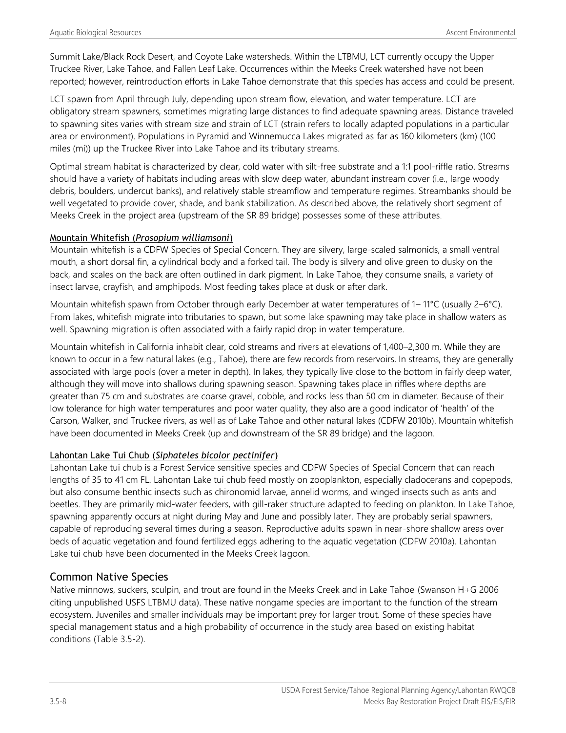Summit Lake/Black Rock Desert, and Coyote Lake watersheds. Within the LTBMU, LCT currently occupy the Upper Truckee River, Lake Tahoe, and Fallen Leaf Lake. Occurrences within the Meeks Creek watershed have not been reported; however, reintroduction efforts in Lake Tahoe demonstrate that this species has access and could be present.

LCT spawn from April through July, depending upon stream flow, elevation, and water temperature. LCT are obligatory stream spawners, sometimes migrating large distances to find adequate spawning areas. Distance traveled to spawning sites varies with stream size and strain of LCT (strain refers to locally adapted populations in a particular area or environment). Populations in Pyramid and Winnemucca Lakes migrated as far as 160 kilometers (km) (100 miles (mi)) up the Truckee River into Lake Tahoe and its tributary streams.

Optimal stream habitat is characterized by clear, cold water with silt-free substrate and a 1:1 pool-riffle ratio. Streams should have a variety of habitats including areas with slow deep water, abundant instream cover (i.e., large woody debris, boulders, undercut banks), and relatively stable streamflow and temperature regimes. Streambanks should be well vegetated to provide cover, shade, and bank stabilization. As described above, the relatively short segment of Meeks Creek in the project area (upstream of the SR 89 bridge) possesses some of these attributes.

#### Mountain Whitefish (*Prosopium williamsoni*)

Mountain whitefish is a CDFW Species of Special Concern. They are silvery, large-scaled salmonids, a small ventral mouth, a short dorsal fin, a cylindrical body and a forked tail. The body is silvery and olive green to dusky on the back, and scales on the back are often outlined in dark pigment. In Lake Tahoe, they consume snails, a variety of insect larvae, crayfish, and amphipods. Most feeding takes place at dusk or after dark.

Mountain whitefish spawn from October through early December at water temperatures of 1– 11°C (usually 2–6°C). From lakes, whitefish migrate into tributaries to spawn, but some lake spawning may take place in shallow waters as well. Spawning migration is often associated with a fairly rapid drop in water temperature.

Mountain whitefish in California inhabit clear, cold streams and rivers at elevations of 1,400–2,300 m. While they are known to occur in a few natural lakes (e.g., Tahoe), there are few records from reservoirs. In streams, they are generally associated with large pools (over a meter in depth). In lakes, they typically live close to the bottom in fairly deep water, although they will move into shallows during spawning season. Spawning takes place in riffles where depths are greater than 75 cm and substrates are coarse gravel, cobble, and rocks less than 50 cm in diameter. Because of their low tolerance for high water temperatures and poor water quality, they also are a good indicator of 'health' of the Carson, Walker, and Truckee rivers, as well as of Lake Tahoe and other natural lakes (CDFW 2010b). Mountain whitefish have been documented in Meeks Creek (up and downstream of the SR 89 bridge) and the lagoon.

#### Lahontan Lake Tui Chub (*Siphateles bicolor pectinifer*)

Lahontan Lake tui chub is a Forest Service sensitive species and CDFW Species of Special Concern that can reach lengths of 35 to 41 cm FL. Lahontan Lake tui chub feed mostly on zooplankton, especially cladocerans and copepods, but also consume benthic insects such as chironomid larvae, annelid worms, and winged insects such as ants and beetles. They are primarily mid-water feeders, with gill-raker structure adapted to feeding on plankton. In Lake Tahoe, spawning apparently occurs at night during May and June and possibly later. They are probably serial spawners, capable of reproducing several times during a season. Reproductive adults spawn in near-shore shallow areas over beds of aquatic vegetation and found fertilized eggs adhering to the aquatic vegetation (CDFW 2010a). Lahontan Lake tui chub have been documented in the Meeks Creek lagoon.

### Common Native Species

Native minnows, suckers, sculpin, and trout are found in the Meeks Creek and in Lake Tahoe (Swanson H+G 2006 citing unpublished USFS LTBMU data). These native nongame species are important to the function of the stream ecosystem. Juveniles and smaller individuals may be important prey for larger trout. Some of these species have special management status and a high probability of occurrence in the study area based on existing habitat conditions (Table 3.5-2).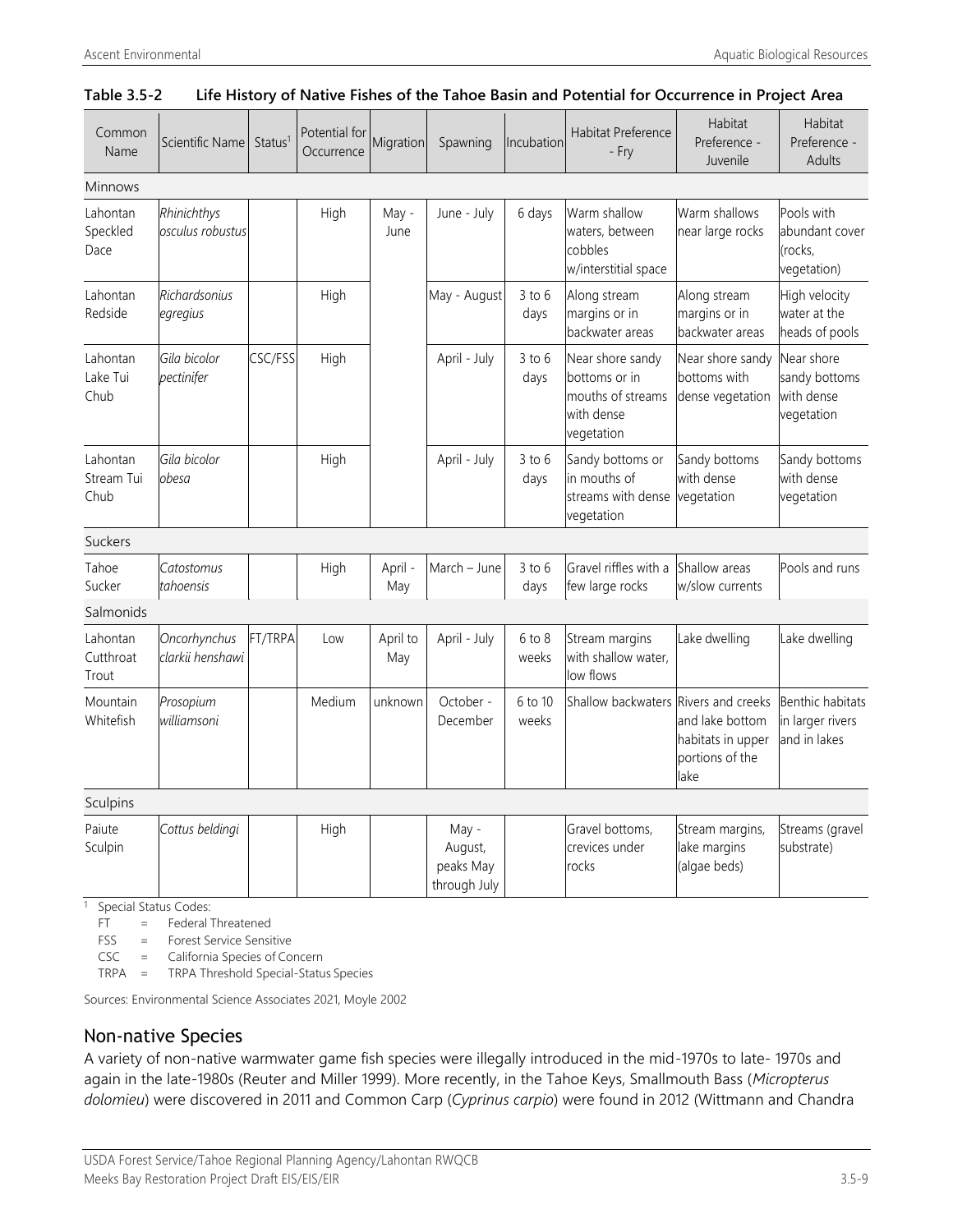**Table 3.5-2 Life History of Native Fishes of the Tahoe Basin and Potential for Occurrence in Project Area**

| Common Name | Scientific Name | Status[1] | Potential for Occurrence | Migration | Spawning | Incubation | Habitat Preference - Fry | Habitat Preference - Juvenile | Habitat Preference - Adults |
|---|---|---|---|---|---|---|---|---|---|
| Minnows | | | | | | | | | |
| Lahontan Speckled Dace | *Rhinichthys osculus robustus* | | High | May - June | June - July | 6 days | Warm shallow waters, between cobbles w/interstitial space | Warm shallows near large rocks | Pools with abundant cover (rocks, vegetation) |
| Lahontan Redside | *Richardsonius egregius* | | High | | May - August | 3 to 6 days | Along stream margins or in backwater areas | Along stream margins or in backwater areas | High velocity water at the heads of pools |
| Lahontan Lake Tui Chub | *Gila bicolor pectinifer* | CSC/FSS | High | | April - July | 3 to 6 days | Near shore sandy bottoms or in mouths of streams with dense vegetation | Near shore sandy bottoms with dense vegetation | Near shore sandy bottoms with dense vegetation |
| Lahontan Stream Tui Chub | *Gila bicolor obesa* | | High | | April - July | 3 to 6 days | Sandy bottoms or in mouths of streams with dense vegetation | Sandy bottoms with dense vegetation | Sandy bottoms with dense vegetation |
| Suckers | | | | | | | | | |
| Tahoe Sucker | *Catostomus tahoensis* | | High | April - May | March – June | 3 to 6 days | Gravel riffles with a few large rocks | Shallow areas w/slow currents | Pools and runs |
| Salmonids | | | | | | | | | |
| Lahontan Cutthroat Trout | *Oncorhynchus clarkii henshawi* | FT/TRPA | Low | April to May | April - July | 6 to 8 weeks | Stream margins with shallow water, low flows | Lake dwelling | Lake dwelling |
| Mountain Whitefish | *Prosopium williamsoni* | | Medium | unknown | October - December | 6 to 10 weeks | Shallow backwaters | Rivers and creeks and lake bottom habitats in upper portions of the lake | Benthic habitats in larger rivers and in lakes |
| Sculpins | | | | | | | | | |
| Paiute Sculpin | *Cottus beldingi* | | High | | May - August, peaks May through July | | Gravel bottoms, crevices under rocks | Stream margins, lake margins (algae beds) | Streams (gravel substrate) |

[1] Special Status Codes:
FT = Federal Threatened
FSS = Forest Service Sensitive
CSC = California Species of Concern
TRPA = TRPA Threshold Special-Status Species

Sources: Environmental Science Associates 2021, Moyle 2002

## Non-native Species

A variety of non-native warmwater game fish species were illegally introduced in the mid-1970s to late- 1970s and again in the late-1980s (Reuter and Miller 1999). More recently, in the Tahoe Keys, Smallmouth Bass (*Micropterus dolomieu*) were discovered in 2011 and Common Carp (*Cyprinus carpio*) were found in 2012 (Wittmann and Chandra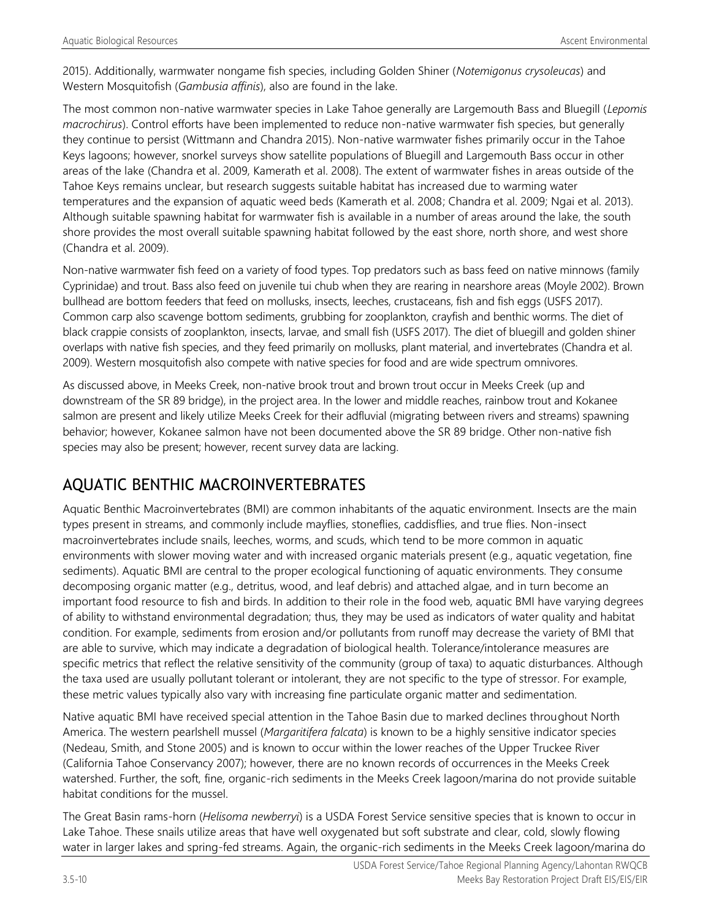2015). Additionally, warmwater nongame fish species, including Golden Shiner (*Notemigonus crysoleucas*) and Western Mosquitofish (*Gambusia affinis*), also are found in the lake.

The most common non-native warmwater species in Lake Tahoe generally are Largemouth Bass and Bluegill (*Lepomis macrochirus*). Control efforts have been implemented to reduce non-native warmwater fish species, but generally they continue to persist (Wittmann and Chandra 2015). Non-native warmwater fishes primarily occur in the Tahoe Keys lagoons; however, snorkel surveys show satellite populations of Bluegill and Largemouth Bass occur in other areas of the lake (Chandra et al. 2009, Kamerath et al. 2008). The extent of warmwater fishes in areas outside of the Tahoe Keys remains unclear, but research suggests suitable habitat has increased due to warming water temperatures and the expansion of aquatic weed beds (Kamerath et al. 2008; Chandra et al. 2009; Ngai et al. 2013). Although suitable spawning habitat for warmwater fish is available in a number of areas around the lake, the south shore provides the most overall suitable spawning habitat followed by the east shore, north shore, and west shore (Chandra et al. 2009).

Non-native warmwater fish feed on a variety of food types. Top predators such as bass feed on native minnows (family Cyprinidae) and trout. Bass also feed on juvenile tui chub when they are rearing in nearshore areas (Moyle 2002). Brown bullhead are bottom feeders that feed on mollusks, insects, leeches, crustaceans, fish and fish eggs (USFS 2017). Common carp also scavenge bottom sediments, grubbing for zooplankton, crayfish and benthic worms. The diet of black crappie consists of zooplankton, insects, larvae, and small fish (USFS 2017). The diet of bluegill and golden shiner overlaps with native fish species, and they feed primarily on mollusks, plant material, and invertebrates (Chandra et al. 2009). Western mosquitofish also compete with native species for food and are wide spectrum omnivores.

As discussed above, in Meeks Creek, non-native brook trout and brown trout occur in Meeks Creek (up and downstream of the SR 89 bridge), in the project area. In the lower and middle reaches, rainbow trout and Kokanee salmon are present and likely utilize Meeks Creek for their adfluvial (migrating between rivers and streams) spawning behavior; however, Kokanee salmon have not been documented above the SR 89 bridge. Other non-native fish species may also be present; however, recent survey data are lacking.

## AQUATIC BENTHIC MACROINVERTEBRATES

Aquatic Benthic Macroinvertebrates (BMI) are common inhabitants of the aquatic environment. Insects are the main types present in streams, and commonly include mayflies, stoneflies, caddisflies, and true flies. Non-insect macroinvertebrates include snails, leeches, worms, and scuds, which tend to be more common in aquatic environments with slower moving water and with increased organic materials present (e.g., aquatic vegetation, fine sediments). Aquatic BMI are central to the proper ecological functioning of aquatic environments. They consume decomposing organic matter (e.g., detritus, wood, and leaf debris) and attached algae, and in turn become an important food resource to fish and birds. In addition to their role in the food web, aquatic BMI have varying degrees of ability to withstand environmental degradation; thus, they may be used as indicators of water quality and habitat condition. For example, sediments from erosion and/or pollutants from runoff may decrease the variety of BMI that are able to survive, which may indicate a degradation of biological health. Tolerance/intolerance measures are specific metrics that reflect the relative sensitivity of the community (group of taxa) to aquatic disturbances. Although the taxa used are usually pollutant tolerant or intolerant, they are not specific to the type of stressor. For example, these metric values typically also vary with increasing fine particulate organic matter and sedimentation.

Native aquatic BMI have received special attention in the Tahoe Basin due to marked declines throughout North America. The western pearlshell mussel (*Margaritifera falcata*) is known to be a highly sensitive indicator species (Nedeau, Smith, and Stone 2005) and is known to occur within the lower reaches of the Upper Truckee River (California Tahoe Conservancy 2007); however, there are no known records of occurrences in the Meeks Creek watershed. Further, the soft, fine, organic-rich sediments in the Meeks Creek lagoon/marina do not provide suitable habitat conditions for the mussel.

The Great Basin rams-horn (*Helisoma newberryi*) is a USDA Forest Service sensitive species that is known to occur in Lake Tahoe. These snails utilize areas that have well oxygenated but soft substrate and clear, cold, slowly flowing water in larger lakes and spring-fed streams. Again, the organic-rich sediments in the Meeks Creek lagoon/marina do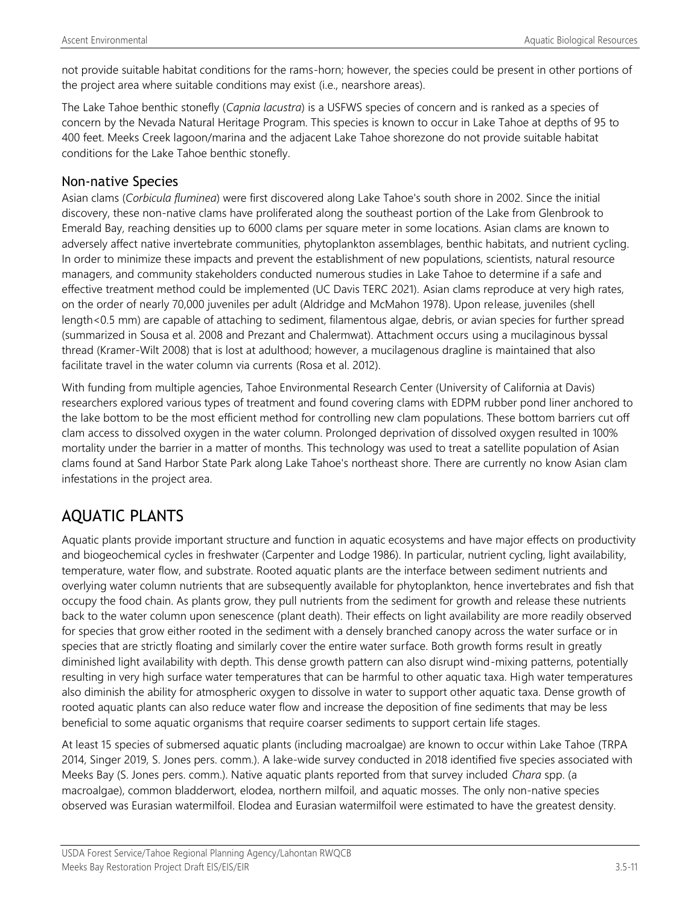not provide suitable habitat conditions for the rams-horn; however, the species could be present in other portions of the project area where suitable conditions may exist (i.e., nearshore areas).

The Lake Tahoe benthic stonefly (*Capnia lacustra*) is a USFWS species of concern and is ranked as a species of concern by the Nevada Natural Heritage Program. This species is known to occur in Lake Tahoe at depths of 95 to 400 feet. Meeks Creek lagoon/marina and the adjacent Lake Tahoe shorezone do not provide suitable habitat conditions for the Lake Tahoe benthic stonefly.

### Non-native Species

Asian clams (*Corbicula fluminea*) were first discovered along Lake Tahoe's south shore in 2002. Since the initial discovery, these non-native clams have proliferated along the southeast portion of the Lake from Glenbrook to Emerald Bay, reaching densities up to 6000 clams per square meter in some locations. Asian clams are known to adversely affect native invertebrate communities, phytoplankton assemblages, benthic habitats, and nutrient cycling. In order to minimize these impacts and prevent the establishment of new populations, scientists, natural resource managers, and community stakeholders conducted numerous studies in Lake Tahoe to determine if a safe and effective treatment method could be implemented (UC Davis TERC 2021). Asian clams reproduce at very high rates, on the order of nearly 70,000 juveniles per adult (Aldridge and McMahon 1978). Upon release, juveniles (shell length<0.5 mm) are capable of attaching to sediment, filamentous algae, debris, or avian species for further spread (summarized in Sousa et al. 2008 and Prezant and Chalermwat). Attachment occurs using a mucilaginous byssal thread (Kramer-Wilt 2008) that is lost at adulthood; however, a mucilagenous dragline is maintained that also facilitate travel in the water column via currents (Rosa et al. 2012).

With funding from multiple agencies, Tahoe Environmental Research Center (University of California at Davis) researchers explored various types of treatment and found covering clams with EDPM rubber pond liner anchored to the lake bottom to be the most efficient method for controlling new clam populations. These bottom barriers cut off clam access to dissolved oxygen in the water column. Prolonged deprivation of dissolved oxygen resulted in 100% mortality under the barrier in a matter of months. This technology was used to treat a satellite population of Asian clams found at Sand Harbor State Park along Lake Tahoe's northeast shore. There are currently no know Asian clam infestations in the project area.

## AQUATIC PLANTS

Aquatic plants provide important structure and function in aquatic ecosystems and have major effects on productivity and biogeochemical cycles in freshwater (Carpenter and Lodge 1986). In particular, nutrient cycling, light availability, temperature, water flow, and substrate. Rooted aquatic plants are the interface between sediment nutrients and overlying water column nutrients that are subsequently available for phytoplankton, hence invertebrates and fish that occupy the food chain. As plants grow, they pull nutrients from the sediment for growth and release these nutrients back to the water column upon senescence (plant death). Their effects on light availability are more readily observed for species that grow either rooted in the sediment with a densely branched canopy across the water surface or in species that are strictly floating and similarly cover the entire water surface. Both growth forms result in greatly diminished light availability with depth. This dense growth pattern can also disrupt wind-mixing patterns, potentially resulting in very high surface water temperatures that can be harmful to other aquatic taxa. High water temperatures also diminish the ability for atmospheric oxygen to dissolve in water to support other aquatic taxa. Dense growth of rooted aquatic plants can also reduce water flow and increase the deposition of fine sediments that may be less beneficial to some aquatic organisms that require coarser sediments to support certain life stages.

At least 15 species of submersed aquatic plants (including macroalgae) are known to occur within Lake Tahoe (TRPA 2014, Singer 2019, S. Jones pers. comm.). A lake-wide survey conducted in 2018 identified five species associated with Meeks Bay (S. Jones pers. comm.). Native aquatic plants reported from that survey included *Chara* spp. (a macroalgae), common bladderwort, elodea, northern milfoil, and aquatic mosses. The only non-native species observed was Eurasian watermilfoil. Elodea and Eurasian watermilfoil were estimated to have the greatest density.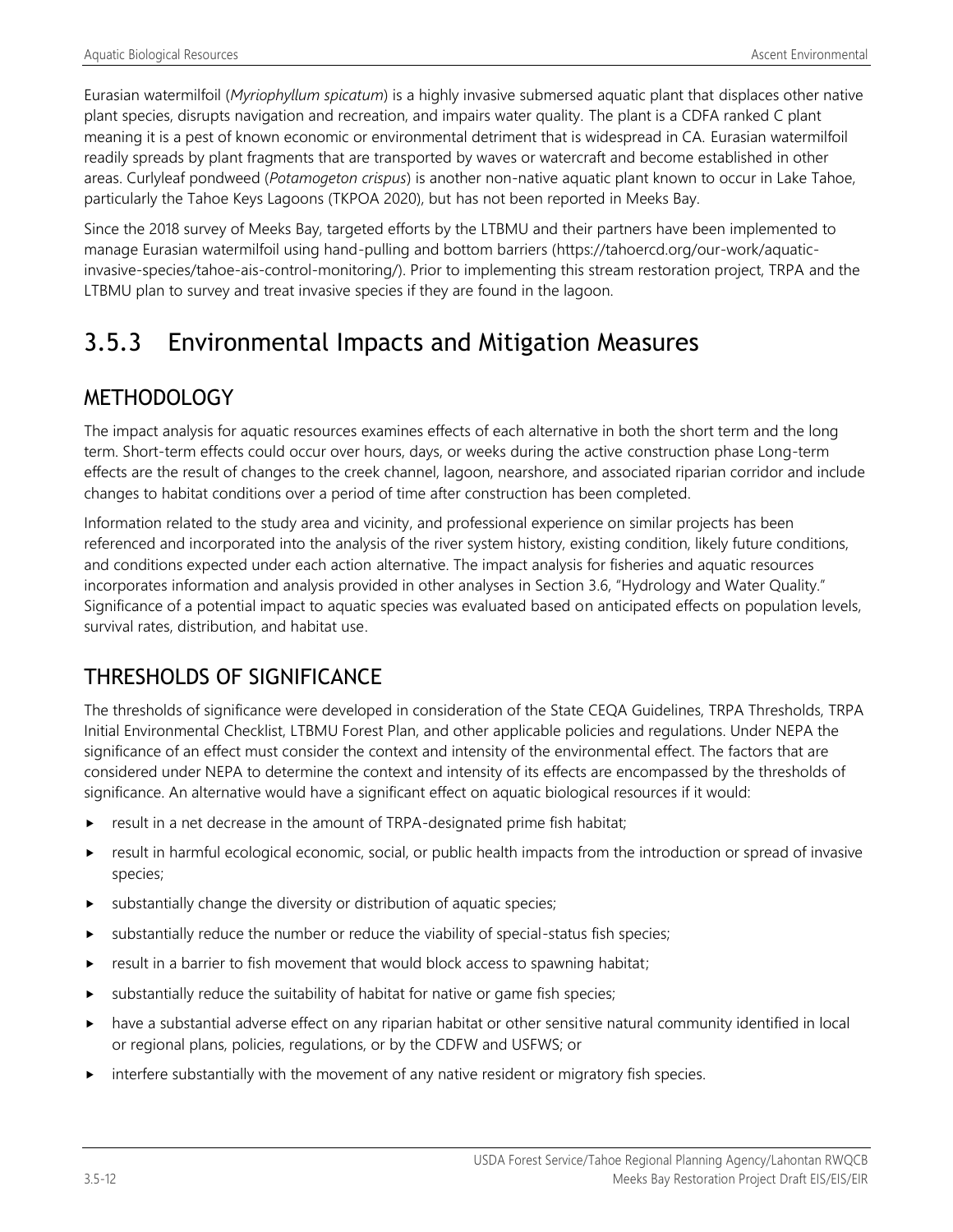Eurasian watermilfoil (*Myriophyllum spicatum*) is a highly invasive submersed aquatic plant that displaces other native plant species, disrupts navigation and recreation, and impairs water quality. The plant is a CDFA ranked C plant meaning it is a pest of known economic or environmental detriment that is widespread in CA. Eurasian watermilfoil readily spreads by plant fragments that are transported by waves or watercraft and become established in other areas. Curlyleaf pondweed (*Potamogeton crispus*) is another non-native aquatic plant known to occur in Lake Tahoe, particularly the Tahoe Keys Lagoons (TKPOA 2020), but has not been reported in Meeks Bay.

Since the 2018 survey of Meeks Bay, targeted efforts by the LTBMU and their partners have been implemented to manage Eurasian watermilfoil using hand-pulling and bottom barriers (https://tahoercd.org/our-work/aquatic-invasive-species/tahoe-ais-control-monitoring/). Prior to implementing this stream restoration project, TRPA and the LTBMU plan to survey and treat invasive species if they are found in the lagoon.

## 3.5.3 Environmental Impacts and Mitigation Measures

### METHODOLOGY

The impact analysis for aquatic resources examines effects of each alternative in both the short term and the long term. Short-term effects could occur over hours, days, or weeks during the active construction phase Long-term effects are the result of changes to the creek channel, lagoon, nearshore, and associated riparian corridor and include changes to habitat conditions over a period of time after construction has been completed.

Information related to the study area and vicinity, and professional experience on similar projects has been referenced and incorporated into the analysis of the river system history, existing condition, likely future conditions, and conditions expected under each action alternative. The impact analysis for fisheries and aquatic resources incorporates information and analysis provided in other analyses in Section 3.6, "Hydrology and Water Quality." Significance of a potential impact to aquatic species was evaluated based on anticipated effects on population levels, survival rates, distribution, and habitat use.

### THRESHOLDS OF SIGNIFICANCE

The thresholds of significance were developed in consideration of the State CEQA Guidelines, TRPA Thresholds, TRPA Initial Environmental Checklist, LTBMU Forest Plan, and other applicable policies and regulations. Under NEPA the significance of an effect must consider the context and intensity of the environmental effect. The factors that are considered under NEPA to determine the context and intensity of its effects are encompassed by the thresholds of significance. An alternative would have a significant effect on aquatic biological resources if it would:

- result in a net decrease in the amount of TRPA-designated prime fish habitat;
- result in harmful ecological economic, social, or public health impacts from the introduction or spread of invasive species;
- substantially change the diversity or distribution of aquatic species;
- substantially reduce the number or reduce the viability of special-status fish species;
- result in a barrier to fish movement that would block access to spawning habitat;
- substantially reduce the suitability of habitat for native or game fish species;
- have a substantial adverse effect on any riparian habitat or other sensitive natural community identified in local or regional plans, policies, regulations, or by the CDFW and USFWS; or
- interfere substantially with the movement of any native resident or migratory fish species.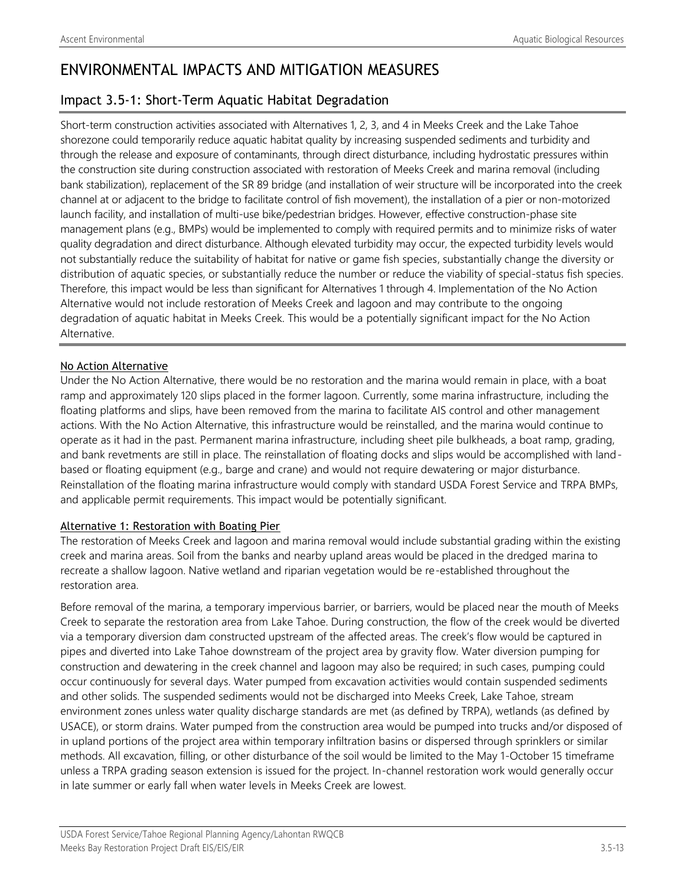# ENVIRONMENTAL IMPACTS AND MITIGATION MEASURES

## Impact 3.5-1: Short-Term Aquatic Habitat Degradation

Short-term construction activities associated with Alternatives 1, 2, 3, and 4 in Meeks Creek and the Lake Tahoe shorezone could temporarily reduce aquatic habitat quality by increasing suspended sediments and turbidity and through the release and exposure of contaminants, through direct disturbance, including hydrostatic pressures within the construction site during construction associated with restoration of Meeks Creek and marina removal (including bank stabilization), replacement of the SR 89 bridge (and installation of weir structure will be incorporated into the creek channel at or adjacent to the bridge to facilitate control of fish movement), the installation of a pier or non-motorized launch facility, and installation of multi-use bike/pedestrian bridges. However, effective construction-phase site management plans (e.g., BMPs) would be implemented to comply with required permits and to minimize risks of water quality degradation and direct disturbance. Although elevated turbidity may occur, the expected turbidity levels would not substantially reduce the suitability of habitat for native or game fish species, substantially change the diversity or distribution of aquatic species, or substantially reduce the number or reduce the viability of special-status fish species. Therefore, this impact would be less than significant for Alternatives 1 through 4. Implementation of the No Action Alternative would not include restoration of Meeks Creek and lagoon and may contribute to the ongoing degradation of aquatic habitat in Meeks Creek. This would be a potentially significant impact for the No Action Alternative.

### No Action Alternative

Under the No Action Alternative, there would be no restoration and the marina would remain in place, with a boat ramp and approximately 120 slips placed in the former lagoon. Currently, some marina infrastructure, including the floating platforms and slips, have been removed from the marina to facilitate AIS control and other management actions. With the No Action Alternative, this infrastructure would be reinstalled, and the marina would continue to operate as it had in the past. Permanent marina infrastructure, including sheet pile bulkheads, a boat ramp, grading, and bank revetments are still in place. The reinstallation of floating docks and slips would be accomplished with land-based or floating equipment (e.g., barge and crane) and would not require dewatering or major disturbance. Reinstallation of the floating marina infrastructure would comply with standard USDA Forest Service and TRPA BMPs, and applicable permit requirements. This impact would be potentially significant.

### Alternative 1: Restoration with Boating Pier

The restoration of Meeks Creek and lagoon and marina removal would include substantial grading within the existing creek and marina areas. Soil from the banks and nearby upland areas would be placed in the dredged marina to recreate a shallow lagoon. Native wetland and riparian vegetation would be re-established throughout the restoration area.

Before removal of the marina, a temporary impervious barrier, or barriers, would be placed near the mouth of Meeks Creek to separate the restoration area from Lake Tahoe. During construction, the flow of the creek would be diverted via a temporary diversion dam constructed upstream of the affected areas. The creek's flow would be captured in pipes and diverted into Lake Tahoe downstream of the project area by gravity flow. Water diversion pumping for construction and dewatering in the creek channel and lagoon may also be required; in such cases, pumping could occur continuously for several days. Water pumped from excavation activities would contain suspended sediments and other solids. The suspended sediments would not be discharged into Meeks Creek, Lake Tahoe, stream environment zones unless water quality discharge standards are met (as defined by TRPA), wetlands (as defined by USACE), or storm drains. Water pumped from the construction area would be pumped into trucks and/or disposed of in upland portions of the project area within temporary infiltration basins or dispersed through sprinklers or similar methods. All excavation, filling, or other disturbance of the soil would be limited to the May 1-October 15 timeframe unless a TRPA grading season extension is issued for the project. In-channel restoration work would generally occur in late summer or early fall when water levels in Meeks Creek are lowest.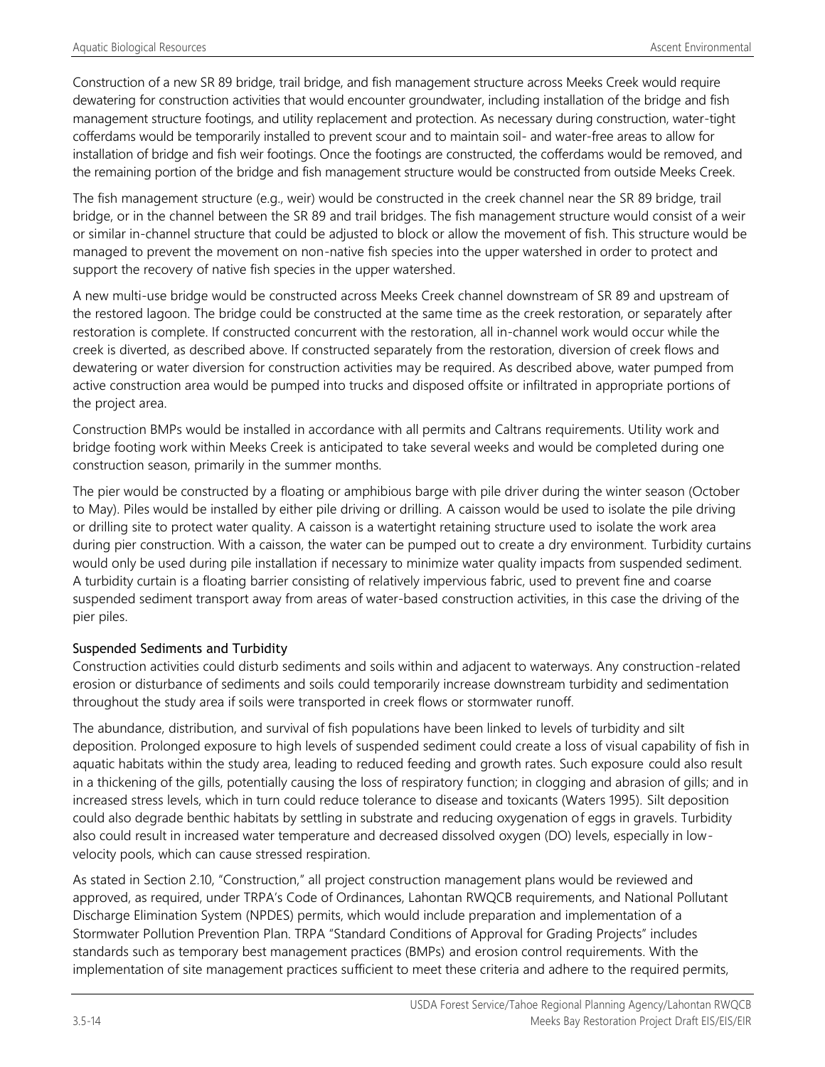Construction of a new SR 89 bridge, trail bridge, and fish management structure across Meeks Creek would require dewatering for construction activities that would encounter groundwater, including installation of the bridge and fish management structure footings, and utility replacement and protection. As necessary during construction, water-tight cofferdams would be temporarily installed to prevent scour and to maintain soil- and water-free areas to allow for installation of bridge and fish weir footings. Once the footings are constructed, the cofferdams would be removed, and the remaining portion of the bridge and fish management structure would be constructed from outside Meeks Creek.

The fish management structure (e.g., weir) would be constructed in the creek channel near the SR 89 bridge, trail bridge, or in the channel between the SR 89 and trail bridges. The fish management structure would consist of a weir or similar in-channel structure that could be adjusted to block or allow the movement of fish. This structure would be managed to prevent the movement on non-native fish species into the upper watershed in order to protect and support the recovery of native fish species in the upper watershed.

A new multi-use bridge would be constructed across Meeks Creek channel downstream of SR 89 and upstream of the restored lagoon. The bridge could be constructed at the same time as the creek restoration, or separately after restoration is complete. If constructed concurrent with the restoration, all in-channel work would occur while the creek is diverted, as described above. If constructed separately from the restoration, diversion of creek flows and dewatering or water diversion for construction activities may be required. As described above, water pumped from active construction area would be pumped into trucks and disposed offsite or infiltrated in appropriate portions of the project area.

Construction BMPs would be installed in accordance with all permits and Caltrans requirements. Utility work and bridge footing work within Meeks Creek is anticipated to take several weeks and would be completed during one construction season, primarily in the summer months.

The pier would be constructed by a floating or amphibious barge with pile driver during the winter season (October to May). Piles would be installed by either pile driving or drilling. A caisson would be used to isolate the pile driving or drilling site to protect water quality. A caisson is a watertight retaining structure used to isolate the work area during pier construction. With a caisson, the water can be pumped out to create a dry environment. Turbidity curtains would only be used during pile installation if necessary to minimize water quality impacts from suspended sediment. A turbidity curtain is a floating barrier consisting of relatively impervious fabric, used to prevent fine and coarse suspended sediment transport away from areas of water-based construction activities, in this case the driving of the pier piles.

### Suspended Sediments and Turbidity

Construction activities could disturb sediments and soils within and adjacent to waterways. Any construction-related erosion or disturbance of sediments and soils could temporarily increase downstream turbidity and sedimentation throughout the study area if soils were transported in creek flows or stormwater runoff.

The abundance, distribution, and survival of fish populations have been linked to levels of turbidity and silt deposition. Prolonged exposure to high levels of suspended sediment could create a loss of visual capability of fish in aquatic habitats within the study area, leading to reduced feeding and growth rates. Such exposure could also result in a thickening of the gills, potentially causing the loss of respiratory function; in clogging and abrasion of gills; and in increased stress levels, which in turn could reduce tolerance to disease and toxicants (Waters 1995). Silt deposition could also degrade benthic habitats by settling in substrate and reducing oxygenation of eggs in gravels. Turbidity also could result in increased water temperature and decreased dissolved oxygen (DO) levels, especially in low-velocity pools, which can cause stressed respiration.

As stated in Section 2.10, "Construction," all project construction management plans would be reviewed and approved, as required, under TRPA's Code of Ordinances, Lahontan RWQCB requirements, and National Pollutant Discharge Elimination System (NPDES) permits, which would include preparation and implementation of a Stormwater Pollution Prevention Plan. TRPA "Standard Conditions of Approval for Grading Projects" includes standards such as temporary best management practices (BMPs) and erosion control requirements. With the implementation of site management practices sufficient to meet these criteria and adhere to the required permits,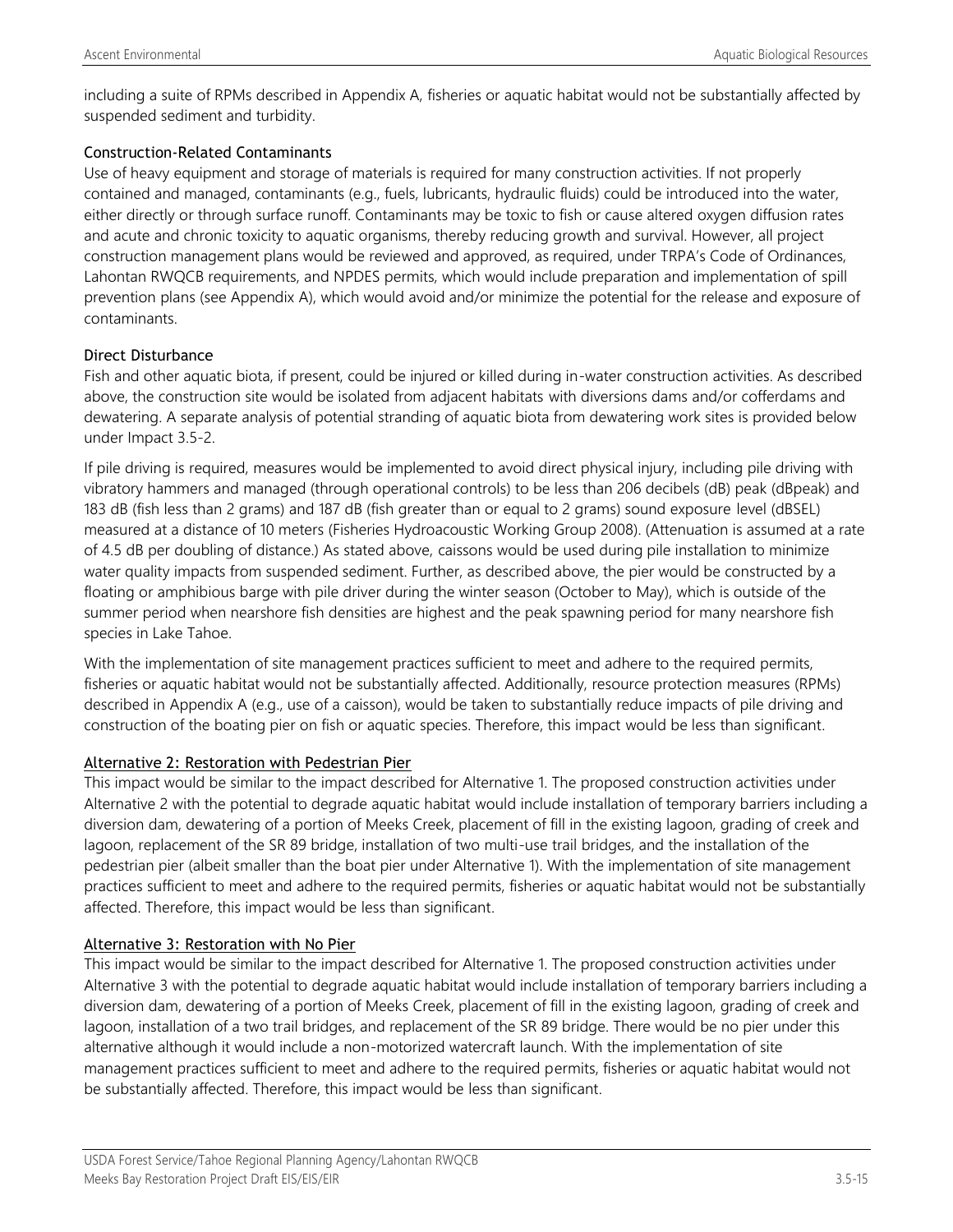including a suite of RPMs described in Appendix A, fisheries or aquatic habitat would not be substantially affected by suspended sediment and turbidity.

### Construction-Related Contaminants

Use of heavy equipment and storage of materials is required for many construction activities. If not properly contained and managed, contaminants (e.g., fuels, lubricants, hydraulic fluids) could be introduced into the water, either directly or through surface runoff. Contaminants may be toxic to fish or cause altered oxygen diffusion rates and acute and chronic toxicity to aquatic organisms, thereby reducing growth and survival. However, all project construction management plans would be reviewed and approved, as required, under TRPA's Code of Ordinances, Lahontan RWQCB requirements, and NPDES permits, which would include preparation and implementation of spill prevention plans (see Appendix A), which would avoid and/or minimize the potential for the release and exposure of contaminants.

### Direct Disturbance

Fish and other aquatic biota, if present, could be injured or killed during in-water construction activities. As described above, the construction site would be isolated from adjacent habitats with diversions dams and/or cofferdams and dewatering. A separate analysis of potential stranding of aquatic biota from dewatering work sites is provided below under Impact 3.5-2.

If pile driving is required, measures would be implemented to avoid direct physical injury, including pile driving with vibratory hammers and managed (through operational controls) to be less than 206 decibels (dB) peak (dBpeak) and 183 dB (fish less than 2 grams) and 187 dB (fish greater than or equal to 2 grams) sound exposure level (dBSEL) measured at a distance of 10 meters (Fisheries Hydroacoustic Working Group 2008). (Attenuation is assumed at a rate of 4.5 dB per doubling of distance.) As stated above, caissons would be used during pile installation to minimize water quality impacts from suspended sediment. Further, as described above, the pier would be constructed by a floating or amphibious barge with pile driver during the winter season (October to May), which is outside of the summer period when nearshore fish densities are highest and the peak spawning period for many nearshore fish species in Lake Tahoe.

With the implementation of site management practices sufficient to meet and adhere to the required permits, fisheries or aquatic habitat would not be substantially affected. Additionally, resource protection measures (RPMs) described in Appendix A (e.g., use of a caisson), would be taken to substantially reduce impacts of pile driving and construction of the boating pier on fish or aquatic species. Therefore, this impact would be less than significant.

#### Alternative 2: Restoration with Pedestrian Pier

This impact would be similar to the impact described for Alternative 1. The proposed construction activities under Alternative 2 with the potential to degrade aquatic habitat would include installation of temporary barriers including a diversion dam, dewatering of a portion of Meeks Creek, placement of fill in the existing lagoon, grading of creek and lagoon, replacement of the SR 89 bridge, installation of two multi-use trail bridges, and the installation of the pedestrian pier (albeit smaller than the boat pier under Alternative 1). With the implementation of site management practices sufficient to meet and adhere to the required permits, fisheries or aquatic habitat would not be substantially affected. Therefore, this impact would be less than significant.

#### Alternative 3: Restoration with No Pier

This impact would be similar to the impact described for Alternative 1. The proposed construction activities under Alternative 3 with the potential to degrade aquatic habitat would include installation of temporary barriers including a diversion dam, dewatering of a portion of Meeks Creek, placement of fill in the existing lagoon, grading of creek and lagoon, installation of a two trail bridges, and replacement of the SR 89 bridge. There would be no pier under this alternative although it would include a non-motorized watercraft launch. With the implementation of site management practices sufficient to meet and adhere to the required permits, fisheries or aquatic habitat would not be substantially affected. Therefore, this impact would be less than significant.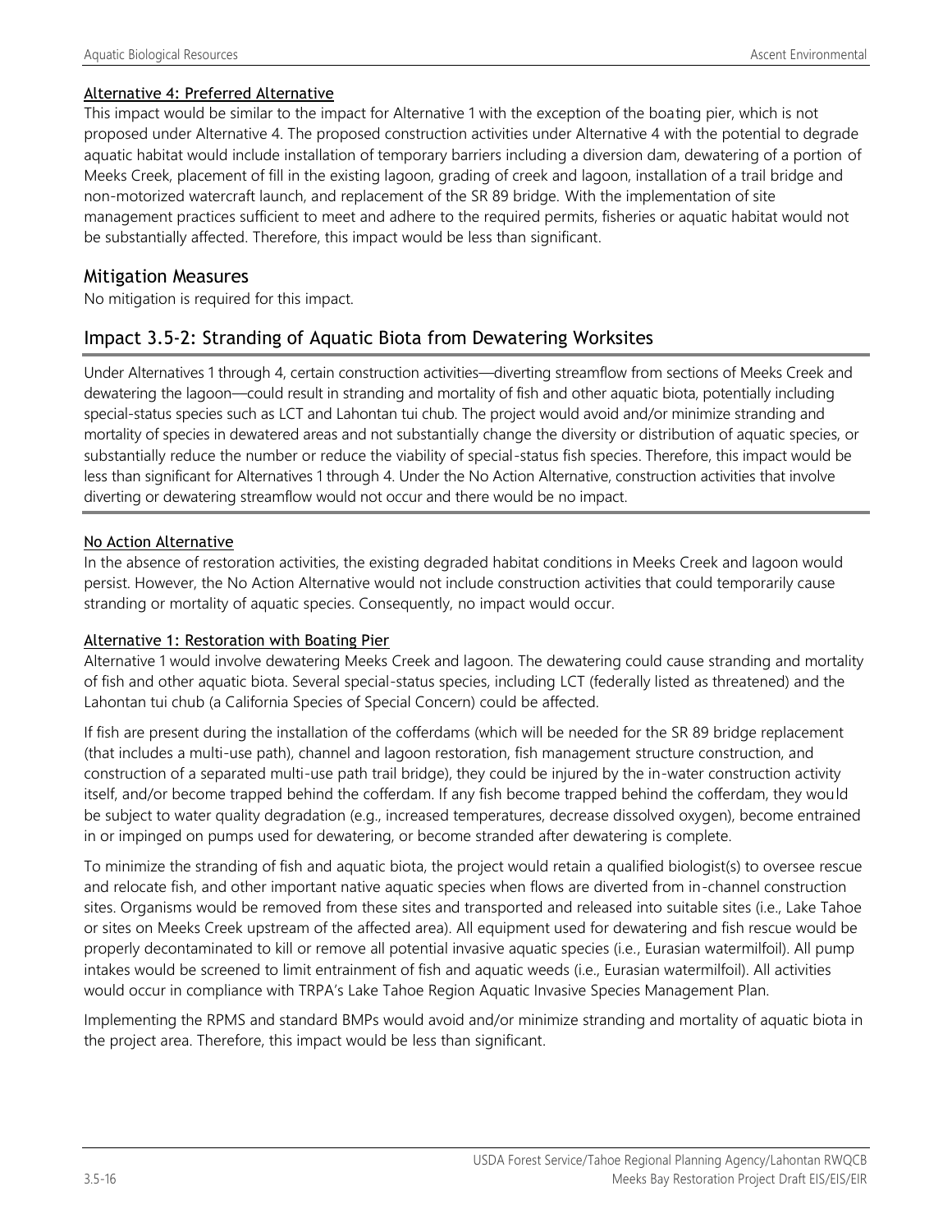#### Alternative 4: Preferred Alternative

This impact would be similar to the impact for Alternative 1 with the exception of the boating pier, which is not proposed under Alternative 4. The proposed construction activities under Alternative 4 with the potential to degrade aquatic habitat would include installation of temporary barriers including a diversion dam, dewatering of a portion of Meeks Creek, placement of fill in the existing lagoon, grading of creek and lagoon, installation of a trail bridge and non-motorized watercraft launch, and replacement of the SR 89 bridge. With the implementation of site management practices sufficient to meet and adhere to the required permits, fisheries or aquatic habitat would not be substantially affected. Therefore, this impact would be less than significant.

## Mitigation Measures

No mitigation is required for this impact.

## Impact 3.5-2: Stranding of Aquatic Biota from Dewatering Worksites

Under Alternatives 1 through 4, certain construction activities—diverting streamflow from sections of Meeks Creek and dewatering the lagoon—could result in stranding and mortality of fish and other aquatic biota, potentially including special-status species such as LCT and Lahontan tui chub. The project would avoid and/or minimize stranding and mortality of species in dewatered areas and not substantially change the diversity or distribution of aquatic species, or substantially reduce the number or reduce the viability of special-status fish species. Therefore, this impact would be less than significant for Alternatives 1 through 4. Under the No Action Alternative, construction activities that involve diverting or dewatering streamflow would not occur and there would be no impact.

#### No Action Alternative

In the absence of restoration activities, the existing degraded habitat conditions in Meeks Creek and lagoon would persist. However, the No Action Alternative would not include construction activities that could temporarily cause stranding or mortality of aquatic species. Consequently, no impact would occur.

#### Alternative 1: Restoration with Boating Pier

Alternative 1 would involve dewatering Meeks Creek and lagoon. The dewatering could cause stranding and mortality of fish and other aquatic biota. Several special-status species, including LCT (federally listed as threatened) and the Lahontan tui chub (a California Species of Special Concern) could be affected.

If fish are present during the installation of the cofferdams (which will be needed for the SR 89 bridge replacement (that includes a multi-use path), channel and lagoon restoration, fish management structure construction, and construction of a separated multi-use path trail bridge), they could be injured by the in-water construction activity itself, and/or become trapped behind the cofferdam. If any fish become trapped behind the cofferdam, they would be subject to water quality degradation (e.g., increased temperatures, decrease dissolved oxygen), become entrained in or impinged on pumps used for dewatering, or become stranded after dewatering is complete.

To minimize the stranding of fish and aquatic biota, the project would retain a qualified biologist(s) to oversee rescue and relocate fish, and other important native aquatic species when flows are diverted from in-channel construction sites. Organisms would be removed from these sites and transported and released into suitable sites (i.e., Lake Tahoe or sites on Meeks Creek upstream of the affected area). All equipment used for dewatering and fish rescue would be properly decontaminated to kill or remove all potential invasive aquatic species (i.e., Eurasian watermilfoil). All pump intakes would be screened to limit entrainment of fish and aquatic weeds (i.e., Eurasian watermilfoil). All activities would occur in compliance with TRPA's Lake Tahoe Region Aquatic Invasive Species Management Plan.

Implementing the RPMS and standard BMPs would avoid and/or minimize stranding and mortality of aquatic biota in the project area. Therefore, this impact would be less than significant.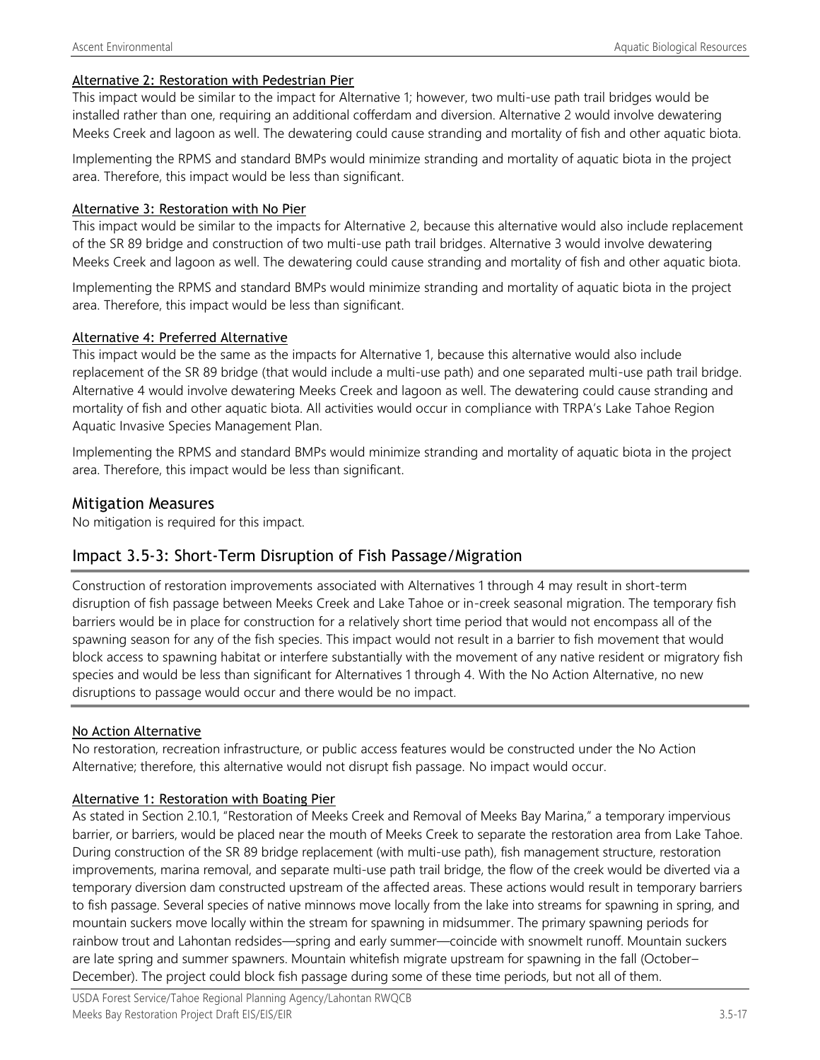#### Alternative 2: Restoration with Pedestrian Pier

This impact would be similar to the impact for Alternative 1; however, two multi-use path trail bridges would be installed rather than one, requiring an additional cofferdam and diversion. Alternative 2 would involve dewatering Meeks Creek and lagoon as well. The dewatering could cause stranding and mortality of fish and other aquatic biota.

Implementing the RPMS and standard BMPs would minimize stranding and mortality of aquatic biota in the project area. Therefore, this impact would be less than significant.

#### Alternative 3: Restoration with No Pier

This impact would be similar to the impacts for Alternative 2, because this alternative would also include replacement of the SR 89 bridge and construction of two multi-use path trail bridges. Alternative 3 would involve dewatering Meeks Creek and lagoon as well. The dewatering could cause stranding and mortality of fish and other aquatic biota.

Implementing the RPMS and standard BMPs would minimize stranding and mortality of aquatic biota in the project area. Therefore, this impact would be less than significant.

#### Alternative 4: Preferred Alternative

This impact would be the same as the impacts for Alternative 1, because this alternative would also include replacement of the SR 89 bridge (that would include a multi-use path) and one separated multi-use path trail bridge. Alternative 4 would involve dewatering Meeks Creek and lagoon as well. The dewatering could cause stranding and mortality of fish and other aquatic biota. All activities would occur in compliance with TRPA's Lake Tahoe Region Aquatic Invasive Species Management Plan.

Implementing the RPMS and standard BMPs would minimize stranding and mortality of aquatic biota in the project area. Therefore, this impact would be less than significant.

### Mitigation Measures

No mitigation is required for this impact.

## Impact 3.5-3: Short-Term Disruption of Fish Passage/Migration

Construction of restoration improvements associated with Alternatives 1 through 4 may result in short-term disruption of fish passage between Meeks Creek and Lake Tahoe or in-creek seasonal migration. The temporary fish barriers would be in place for construction for a relatively short time period that would not encompass all of the spawning season for any of the fish species. This impact would not result in a barrier to fish movement that would block access to spawning habitat or interfere substantially with the movement of any native resident or migratory fish species and would be less than significant for Alternatives 1 through 4. With the No Action Alternative, no new disruptions to passage would occur and there would be no impact.

#### No Action Alternative

No restoration, recreation infrastructure, or public access features would be constructed under the No Action Alternative; therefore, this alternative would not disrupt fish passage. No impact would occur.

#### Alternative 1: Restoration with Boating Pier

As stated in Section 2.10.1, "Restoration of Meeks Creek and Removal of Meeks Bay Marina," a temporary impervious barrier, or barriers, would be placed near the mouth of Meeks Creek to separate the restoration area from Lake Tahoe. During construction of the SR 89 bridge replacement (with multi-use path), fish management structure, restoration improvements, marina removal, and separate multi-use path trail bridge, the flow of the creek would be diverted via a temporary diversion dam constructed upstream of the affected areas. These actions would result in temporary barriers to fish passage. Several species of native minnows move locally from the lake into streams for spawning in spring, and mountain suckers move locally within the stream for spawning in midsummer. The primary spawning periods for rainbow trout and Lahontan redsides—spring and early summer—coincide with snowmelt runoff. Mountain suckers are late spring and summer spawners. Mountain whitefish migrate upstream for spawning in the fall (October–December). The project could block fish passage during some of these time periods, but not all of them.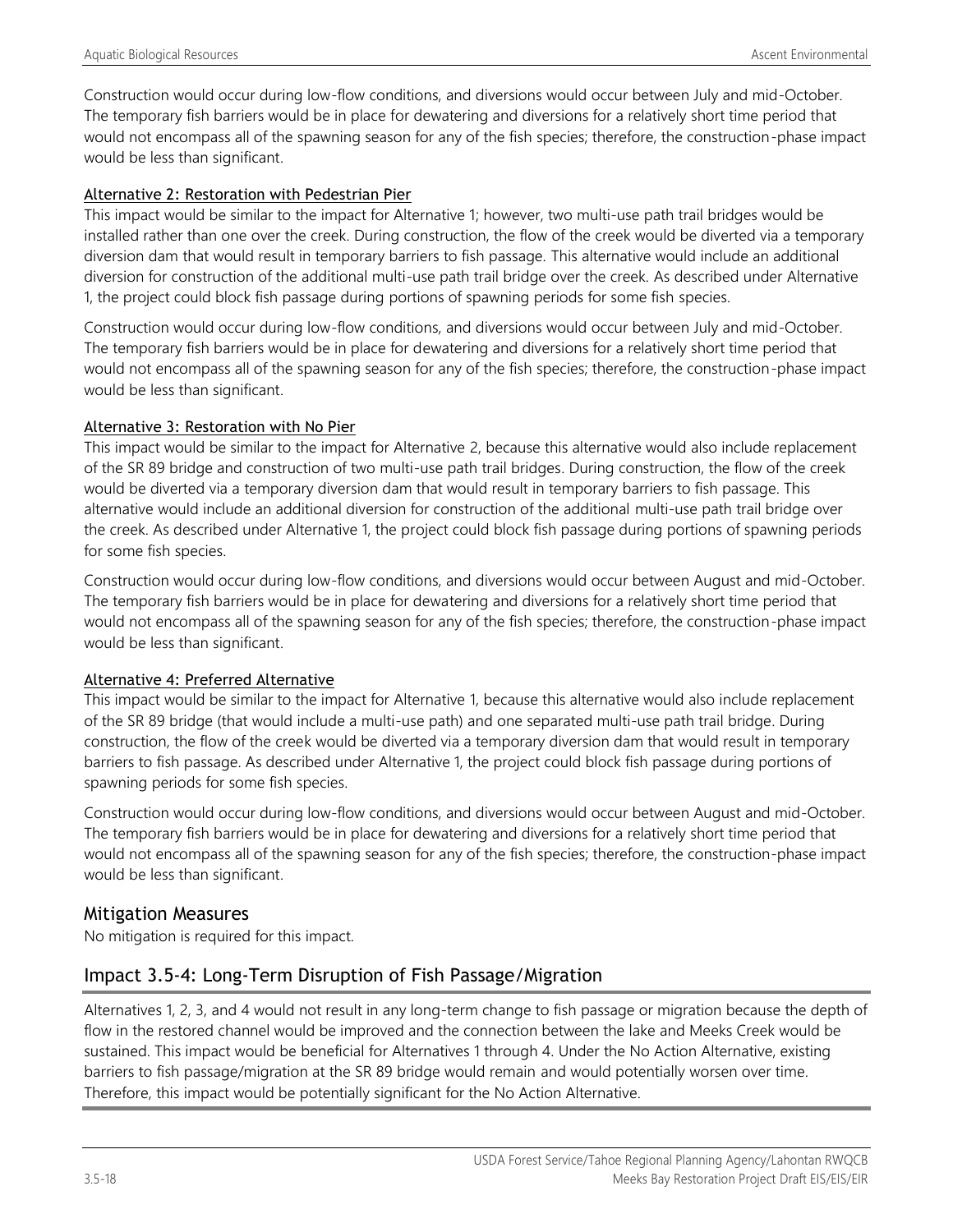Construction would occur during low-flow conditions, and diversions would occur between July and mid-October. The temporary fish barriers would be in place for dewatering and diversions for a relatively short time period that would not encompass all of the spawning season for any of the fish species; therefore, the construction-phase impact would be less than significant.

#### Alternative 2: Restoration with Pedestrian Pier

This impact would be similar to the impact for Alternative 1; however, two multi-use path trail bridges would be installed rather than one over the creek. During construction, the flow of the creek would be diverted via a temporary diversion dam that would result in temporary barriers to fish passage. This alternative would include an additional diversion for construction of the additional multi-use path trail bridge over the creek. As described under Alternative 1, the project could block fish passage during portions of spawning periods for some fish species.

Construction would occur during low-flow conditions, and diversions would occur between July and mid-October. The temporary fish barriers would be in place for dewatering and diversions for a relatively short time period that would not encompass all of the spawning season for any of the fish species; therefore, the construction-phase impact would be less than significant.

#### Alternative 3: Restoration with No Pier

This impact would be similar to the impact for Alternative 2, because this alternative would also include replacement of the SR 89 bridge and construction of two multi-use path trail bridges. During construction, the flow of the creek would be diverted via a temporary diversion dam that would result in temporary barriers to fish passage. This alternative would include an additional diversion for construction of the additional multi-use path trail bridge over the creek. As described under Alternative 1, the project could block fish passage during portions of spawning periods for some fish species.

Construction would occur during low-flow conditions, and diversions would occur between August and mid-October. The temporary fish barriers would be in place for dewatering and diversions for a relatively short time period that would not encompass all of the spawning season for any of the fish species; therefore, the construction-phase impact would be less than significant.

#### Alternative 4: Preferred Alternative

This impact would be similar to the impact for Alternative 1, because this alternative would also include replacement of the SR 89 bridge (that would include a multi-use path) and one separated multi-use path trail bridge. During construction, the flow of the creek would be diverted via a temporary diversion dam that would result in temporary barriers to fish passage. As described under Alternative 1, the project could block fish passage during portions of spawning periods for some fish species.

Construction would occur during low-flow conditions, and diversions would occur between August and mid-October. The temporary fish barriers would be in place for dewatering and diversions for a relatively short time period that would not encompass all of the spawning season for any of the fish species; therefore, the construction-phase impact would be less than significant.

### Mitigation Measures

No mitigation is required for this impact.

## Impact 3.5-4: Long-Term Disruption of Fish Passage/Migration

Alternatives 1, 2, 3, and 4 would not result in any long-term change to fish passage or migration because the depth of flow in the restored channel would be improved and the connection between the lake and Meeks Creek would be sustained. This impact would be beneficial for Alternatives 1 through 4. Under the No Action Alternative, existing barriers to fish passage/migration at the SR 89 bridge would remain and would potentially worsen over time. Therefore, this impact would be potentially significant for the No Action Alternative.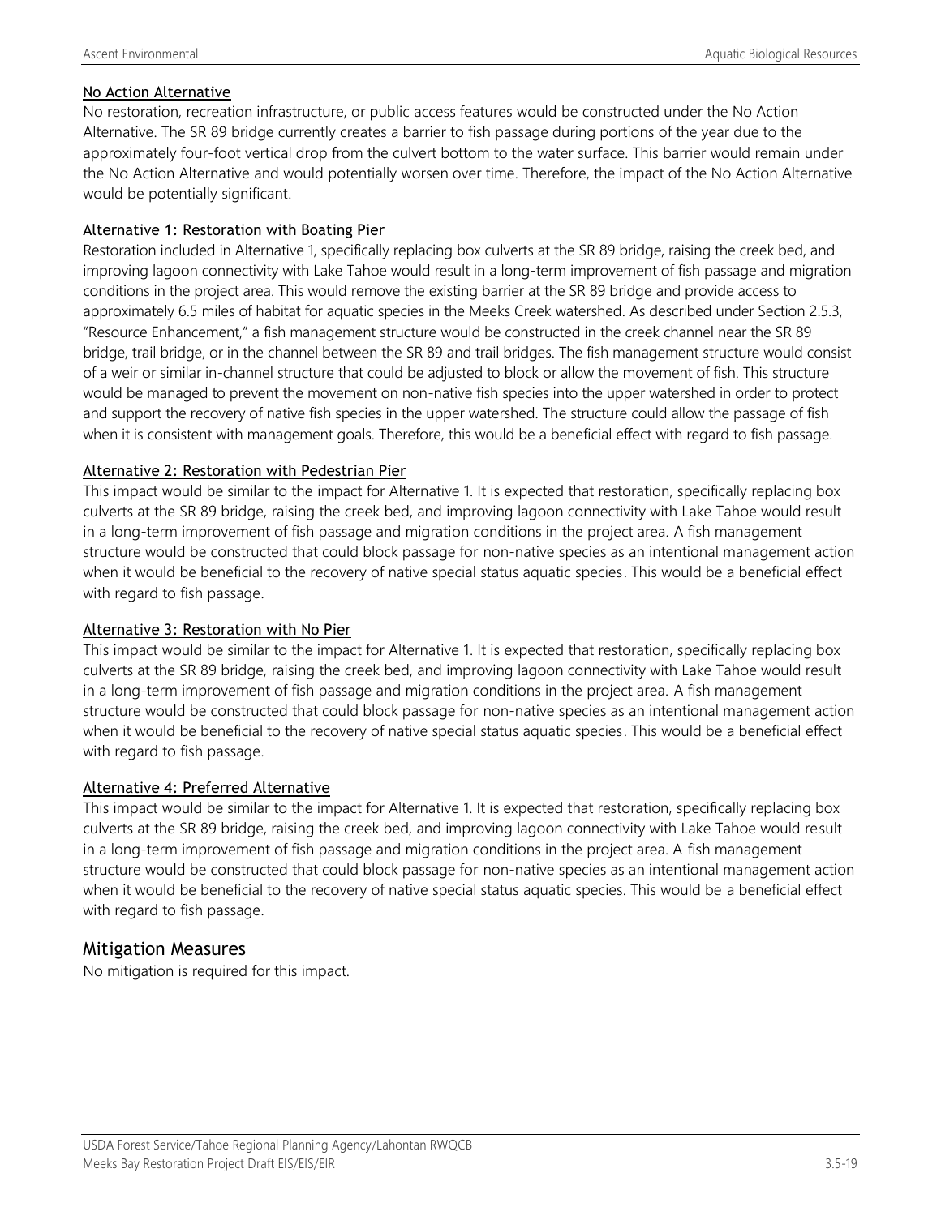No Action Alternative

No restoration, recreation infrastructure, or public access features would be constructed under the No Action Alternative. The SR 89 bridge currently creates a barrier to fish passage during portions of the year due to the approximately four-foot vertical drop from the culvert bottom to the water surface. This barrier would remain under the No Action Alternative and would potentially worsen over time. Therefore, the impact of the No Action Alternative would be potentially significant.

Alternative 1: Restoration with Boating Pier

Restoration included in Alternative 1, specifically replacing box culverts at the SR 89 bridge, raising the creek bed, and improving lagoon connectivity with Lake Tahoe would result in a long-term improvement of fish passage and migration conditions in the project area. This would remove the existing barrier at the SR 89 bridge and provide access to approximately 6.5 miles of habitat for aquatic species in the Meeks Creek watershed. As described under Section 2.5.3, "Resource Enhancement," a fish management structure would be constructed in the creek channel near the SR 89 bridge, trail bridge, or in the channel between the SR 89 and trail bridges. The fish management structure would consist of a weir or similar in-channel structure that could be adjusted to block or allow the movement of fish. This structure would be managed to prevent the movement on non-native fish species into the upper watershed in order to protect and support the recovery of native fish species in the upper watershed. The structure could allow the passage of fish when it is consistent with management goals. Therefore, this would be a beneficial effect with regard to fish passage.

Alternative 2: Restoration with Pedestrian Pier

This impact would be similar to the impact for Alternative 1. It is expected that restoration, specifically replacing box culverts at the SR 89 bridge, raising the creek bed, and improving lagoon connectivity with Lake Tahoe would result in a long-term improvement of fish passage and migration conditions in the project area. A fish management structure would be constructed that could block passage for non-native species as an intentional management action when it would be beneficial to the recovery of native special status aquatic species. This would be a beneficial effect with regard to fish passage.

Alternative 3: Restoration with No Pier

This impact would be similar to the impact for Alternative 1. It is expected that restoration, specifically replacing box culverts at the SR 89 bridge, raising the creek bed, and improving lagoon connectivity with Lake Tahoe would result in a long-term improvement of fish passage and migration conditions in the project area. A fish management structure would be constructed that could block passage for non-native species as an intentional management action when it would be beneficial to the recovery of native special status aquatic species. This would be a beneficial effect with regard to fish passage.

Alternative 4: Preferred Alternative

This impact would be similar to the impact for Alternative 1. It is expected that restoration, specifically replacing box culverts at the SR 89 bridge, raising the creek bed, and improving lagoon connectivity with Lake Tahoe would result in a long-term improvement of fish passage and migration conditions in the project area. A fish management structure would be constructed that could block passage for non-native species as an intentional management action when it would be beneficial to the recovery of native special status aquatic species. This would be a beneficial effect with regard to fish passage.

## Mitigation Measures

No mitigation is required for this impact.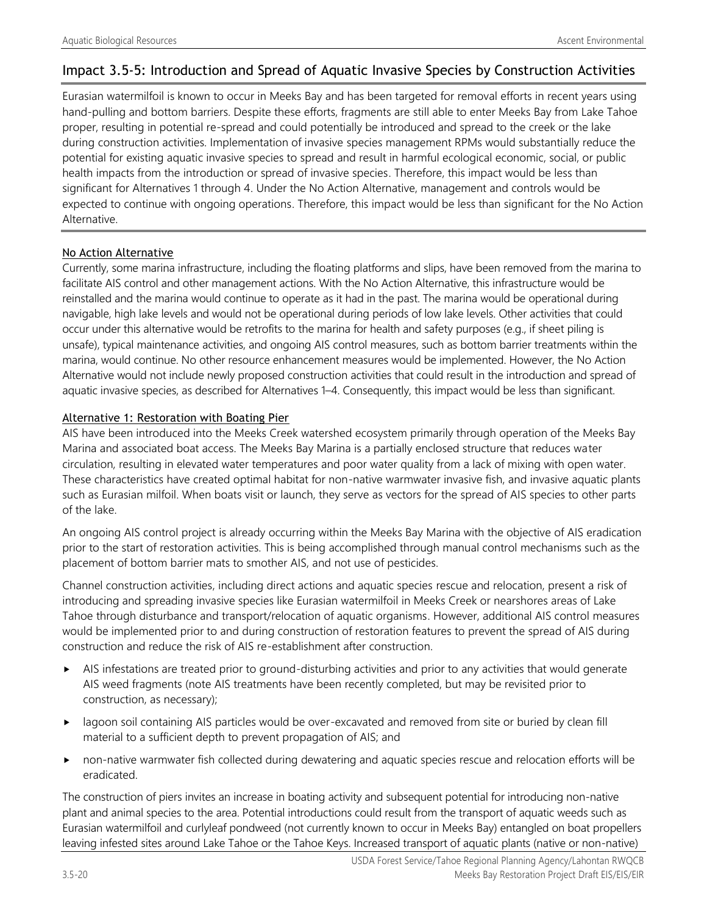## Impact 3.5-5: Introduction and Spread of Aquatic Invasive Species by Construction Activities

Eurasian watermilfoil is known to occur in Meeks Bay and has been targeted for removal efforts in recent years using hand-pulling and bottom barriers. Despite these efforts, fragments are still able to enter Meeks Bay from Lake Tahoe proper, resulting in potential re-spread and could potentially be introduced and spread to the creek or the lake during construction activities. Implementation of invasive species management RPMs would substantially reduce the potential for existing aquatic invasive species to spread and result in harmful ecological economic, social, or public health impacts from the introduction or spread of invasive species. Therefore, this impact would be less than significant for Alternatives 1 through 4. Under the No Action Alternative, management and controls would be expected to continue with ongoing operations. Therefore, this impact would be less than significant for the No Action Alternative.

<u>No Action Alternative</u>

Currently, some marina infrastructure, including the floating platforms and slips, have been removed from the marina to facilitate AIS control and other management actions. With the No Action Alternative, this infrastructure would be reinstalled and the marina would continue to operate as it had in the past. The marina would be operational during navigable, high lake levels and would not be operational during periods of low lake levels. Other activities that could occur under this alternative would be retrofits to the marina for health and safety purposes (e.g., if sheet piling is unsafe), typical maintenance activities, and ongoing AIS control measures, such as bottom barrier treatments within the marina, would continue. No other resource enhancement measures would be implemented. However, the No Action Alternative would not include newly proposed construction activities that could result in the introduction and spread of aquatic invasive species, as described for Alternatives 1–4. Consequently, this impact would be less than significant.

<u>Alternative 1: Restoration with Boating Pier</u>

AIS have been introduced into the Meeks Creek watershed ecosystem primarily through operation of the Meeks Bay Marina and associated boat access. The Meeks Bay Marina is a partially enclosed structure that reduces water circulation, resulting in elevated water temperatures and poor water quality from a lack of mixing with open water. These characteristics have created optimal habitat for non-native warmwater invasive fish, and invasive aquatic plants such as Eurasian milfoil. When boats visit or launch, they serve as vectors for the spread of AIS species to other parts of the lake.

An ongoing AIS control project is already occurring within the Meeks Bay Marina with the objective of AIS eradication prior to the start of restoration activities. This is being accomplished through manual control mechanisms such as the placement of bottom barrier mats to smother AIS, and not use of pesticides.

Channel construction activities, including direct actions and aquatic species rescue and relocation, present a risk of introducing and spreading invasive species like Eurasian watermilfoil in Meeks Creek or nearshores areas of Lake Tahoe through disturbance and transport/relocation of aquatic organisms. However, additional AIS control measures would be implemented prior to and during construction of restoration features to prevent the spread of AIS during construction and reduce the risk of AIS re-establishment after construction.

- AIS infestations are treated prior to ground-disturbing activities and prior to any activities that would generate AIS weed fragments (note AIS treatments have been recently completed, but may be revisited prior to construction, as necessary);
- lagoon soil containing AIS particles would be over-excavated and removed from site or buried by clean fill material to a sufficient depth to prevent propagation of AIS; and
- non-native warmwater fish collected during dewatering and aquatic species rescue and relocation efforts will be eradicated.

The construction of piers invites an increase in boating activity and subsequent potential for introducing non-native plant and animal species to the area. Potential introductions could result from the transport of aquatic weeds such as Eurasian watermilfoil and curlyleaf pondweed (not currently known to occur in Meeks Bay) entangled on boat propellers leaving infested sites around Lake Tahoe or the Tahoe Keys. Increased transport of aquatic plants (native or non-native)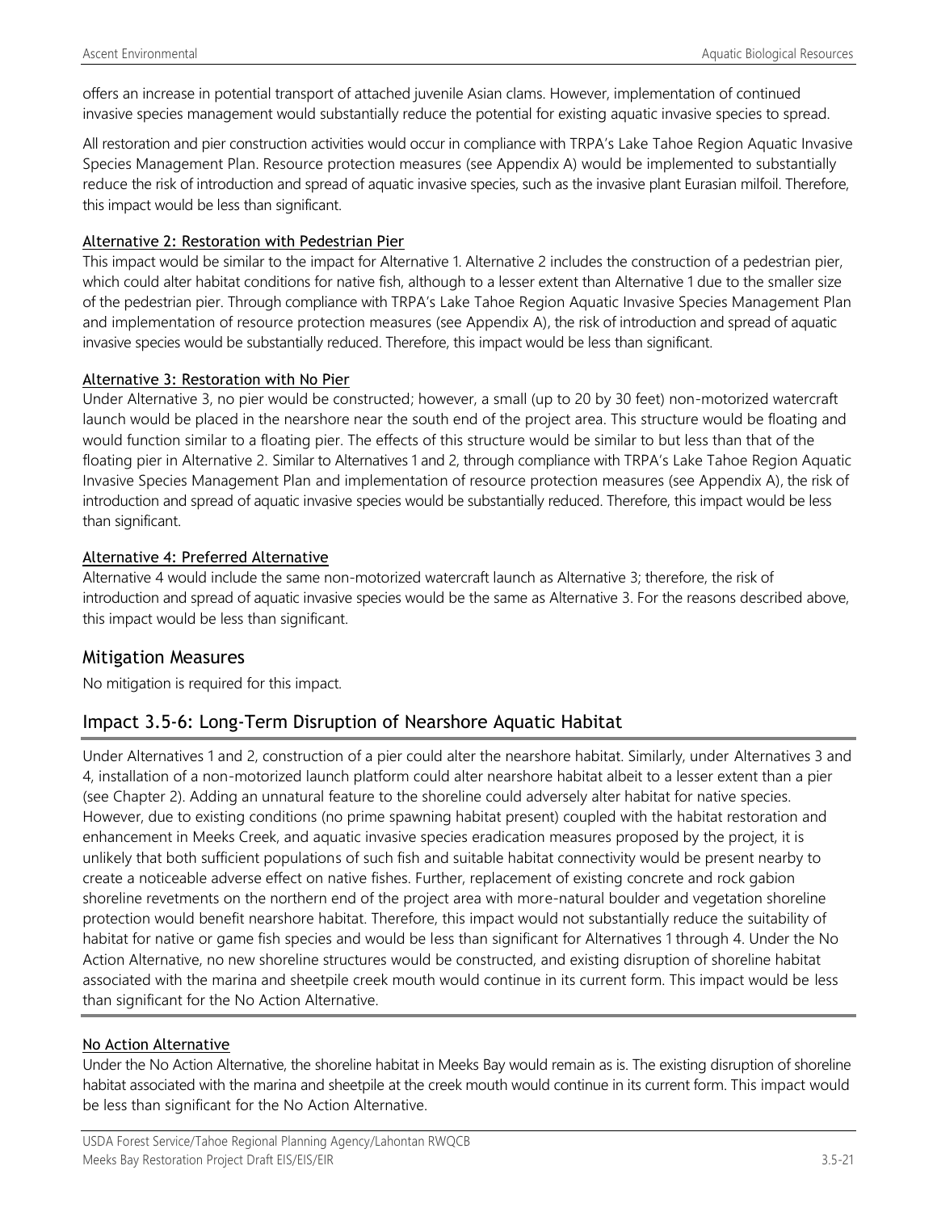offers an increase in potential transport of attached juvenile Asian clams. However, implementation of continued invasive species management would substantially reduce the potential for existing aquatic invasive species to spread.

All restoration and pier construction activities would occur in compliance with TRPA's Lake Tahoe Region Aquatic Invasive Species Management Plan. Resource protection measures (see Appendix A) would be implemented to substantially reduce the risk of introduction and spread of aquatic invasive species, such as the invasive plant Eurasian milfoil. Therefore, this impact would be less than significant.

#### Alternative 2: Restoration with Pedestrian Pier

This impact would be similar to the impact for Alternative 1. Alternative 2 includes the construction of a pedestrian pier, which could alter habitat conditions for native fish, although to a lesser extent than Alternative 1 due to the smaller size of the pedestrian pier. Through compliance with TRPA's Lake Tahoe Region Aquatic Invasive Species Management Plan and implementation of resource protection measures (see Appendix A), the risk of introduction and spread of aquatic invasive species would be substantially reduced. Therefore, this impact would be less than significant.

#### Alternative 3: Restoration with No Pier

Under Alternative 3, no pier would be constructed; however, a small (up to 20 by 30 feet) non-motorized watercraft launch would be placed in the nearshore near the south end of the project area. This structure would be floating and would function similar to a floating pier. The effects of this structure would be similar to but less than that of the floating pier in Alternative 2. Similar to Alternatives 1 and 2, through compliance with TRPA's Lake Tahoe Region Aquatic Invasive Species Management Plan and implementation of resource protection measures (see Appendix A), the risk of introduction and spread of aquatic invasive species would be substantially reduced. Therefore, this impact would be less than significant.

#### Alternative 4: Preferred Alternative

Alternative 4 would include the same non-motorized watercraft launch as Alternative 3; therefore, the risk of introduction and spread of aquatic invasive species would be the same as Alternative 3. For the reasons described above, this impact would be less than significant.

### Mitigation Measures

No mitigation is required for this impact.

### Impact 3.5-6: Long-Term Disruption of Nearshore Aquatic Habitat

Under Alternatives 1 and 2, construction of a pier could alter the nearshore habitat. Similarly, under Alternatives 3 and 4, installation of a non-motorized launch platform could alter nearshore habitat albeit to a lesser extent than a pier (see Chapter 2). Adding an unnatural feature to the shoreline could adversely alter habitat for native species. However, due to existing conditions (no prime spawning habitat present) coupled with the habitat restoration and enhancement in Meeks Creek, and aquatic invasive species eradication measures proposed by the project, it is unlikely that both sufficient populations of such fish and suitable habitat connectivity would be present nearby to create a noticeable adverse effect on native fishes. Further, replacement of existing concrete and rock gabion shoreline revetments on the northern end of the project area with more-natural boulder and vegetation shoreline protection would benefit nearshore habitat. Therefore, this impact would not substantially reduce the suitability of habitat for native or game fish species and would be less than significant for Alternatives 1 through 4. Under the No Action Alternative, no new shoreline structures would be constructed, and existing disruption of shoreline habitat associated with the marina and sheetpile creek mouth would continue in its current form. This impact would be less than significant for the No Action Alternative.

#### No Action Alternative

Under the No Action Alternative, the shoreline habitat in Meeks Bay would remain as is. The existing disruption of shoreline habitat associated with the marina and sheetpile at the creek mouth would continue in its current form. This impact would be less than significant for the No Action Alternative.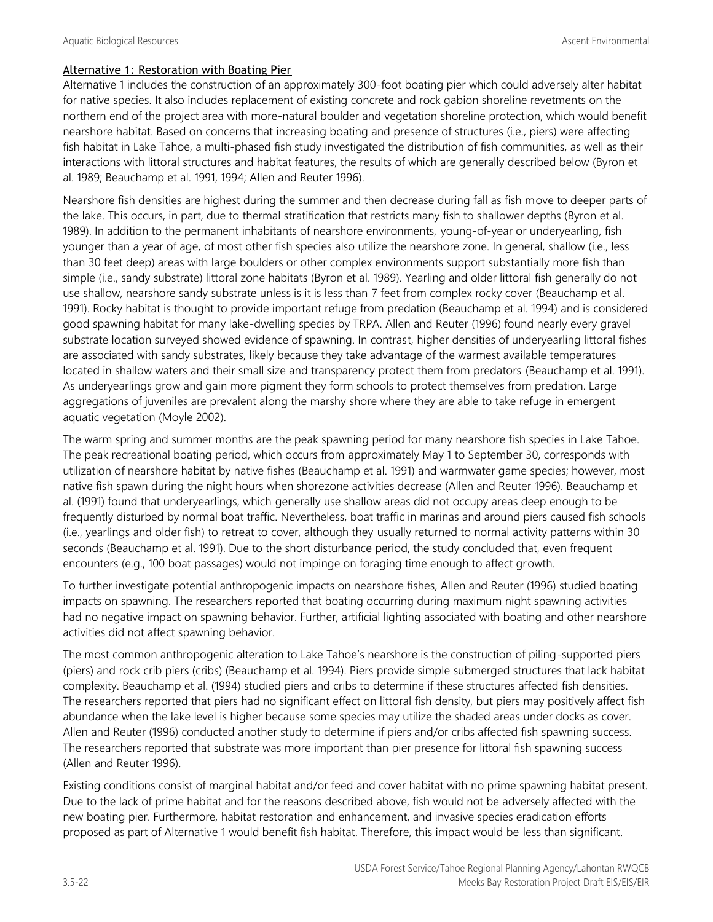**Alternative 1: Restoration with Boating Pier**

Alternative 1 includes the construction of an approximately 300-foot boating pier which could adversely alter habitat for native species. It also includes replacement of existing concrete and rock gabion shoreline revetments on the northern end of the project area with more-natural boulder and vegetation shoreline protection, which would benefit nearshore habitat. Based on concerns that increasing boating and presence of structures (i.e., piers) were affecting fish habitat in Lake Tahoe, a multi-phased fish study investigated the distribution of fish communities, as well as their interactions with littoral structures and habitat features, the results of which are generally described below (Byron et al. 1989; Beauchamp et al. 1991, 1994; Allen and Reuter 1996).

Nearshore fish densities are highest during the summer and then decrease during fall as fish move to deeper parts of the lake. This occurs, in part, due to thermal stratification that restricts many fish to shallower depths (Byron et al. 1989). In addition to the permanent inhabitants of nearshore environments, young-of-year or underyearling, fish younger than a year of age, of most other fish species also utilize the nearshore zone. In general, shallow (i.e., less than 30 feet deep) areas with large boulders or other complex environments support substantially more fish than simple (i.e., sandy substrate) littoral zone habitats (Byron et al. 1989). Yearling and older littoral fish generally do not use shallow, nearshore sandy substrate unless is it is less than 7 feet from complex rocky cover (Beauchamp et al. 1991). Rocky habitat is thought to provide important refuge from predation (Beauchamp et al. 1994) and is considered good spawning habitat for many lake-dwelling species by TRPA. Allen and Reuter (1996) found nearly every gravel substrate location surveyed showed evidence of spawning. In contrast, higher densities of underyearling littoral fishes are associated with sandy substrates, likely because they take advantage of the warmest available temperatures located in shallow waters and their small size and transparency protect them from predators (Beauchamp et al. 1991). As underyearlings grow and gain more pigment they form schools to protect themselves from predation. Large aggregations of juveniles are prevalent along the marshy shore where they are able to take refuge in emergent aquatic vegetation (Moyle 2002).

The warm spring and summer months are the peak spawning period for many nearshore fish species in Lake Tahoe. The peak recreational boating period, which occurs from approximately May 1 to September 30, corresponds with utilization of nearshore habitat by native fishes (Beauchamp et al. 1991) and warmwater game species; however, most native fish spawn during the night hours when shorezone activities decrease (Allen and Reuter 1996). Beauchamp et al. (1991) found that underyearlings, which generally use shallow areas did not occupy areas deep enough to be frequently disturbed by normal boat traffic. Nevertheless, boat traffic in marinas and around piers caused fish schools (i.e., yearlings and older fish) to retreat to cover, although they usually returned to normal activity patterns within 30 seconds (Beauchamp et al. 1991). Due to the short disturbance period, the study concluded that, even frequent encounters (e.g., 100 boat passages) would not impinge on foraging time enough to affect growth.

To further investigate potential anthropogenic impacts on nearshore fishes, Allen and Reuter (1996) studied boating impacts on spawning. The researchers reported that boating occurring during maximum night spawning activities had no negative impact on spawning behavior. Further, artificial lighting associated with boating and other nearshore activities did not affect spawning behavior.

The most common anthropogenic alteration to Lake Tahoe's nearshore is the construction of piling-supported piers (piers) and rock crib piers (cribs) (Beauchamp et al. 1994). Piers provide simple submerged structures that lack habitat complexity. Beauchamp et al. (1994) studied piers and cribs to determine if these structures affected fish densities. The researchers reported that piers had no significant effect on littoral fish density, but piers may positively affect fish abundance when the lake level is higher because some species may utilize the shaded areas under docks as cover. Allen and Reuter (1996) conducted another study to determine if piers and/or cribs affected fish spawning success. The researchers reported that substrate was more important than pier presence for littoral fish spawning success (Allen and Reuter 1996).

Existing conditions consist of marginal habitat and/or feed and cover habitat with no prime spawning habitat present. Due to the lack of prime habitat and for the reasons described above, fish would not be adversely affected with the new boating pier. Furthermore, habitat restoration and enhancement, and invasive species eradication efforts proposed as part of Alternative 1 would benefit fish habitat. Therefore, this impact would be less than significant.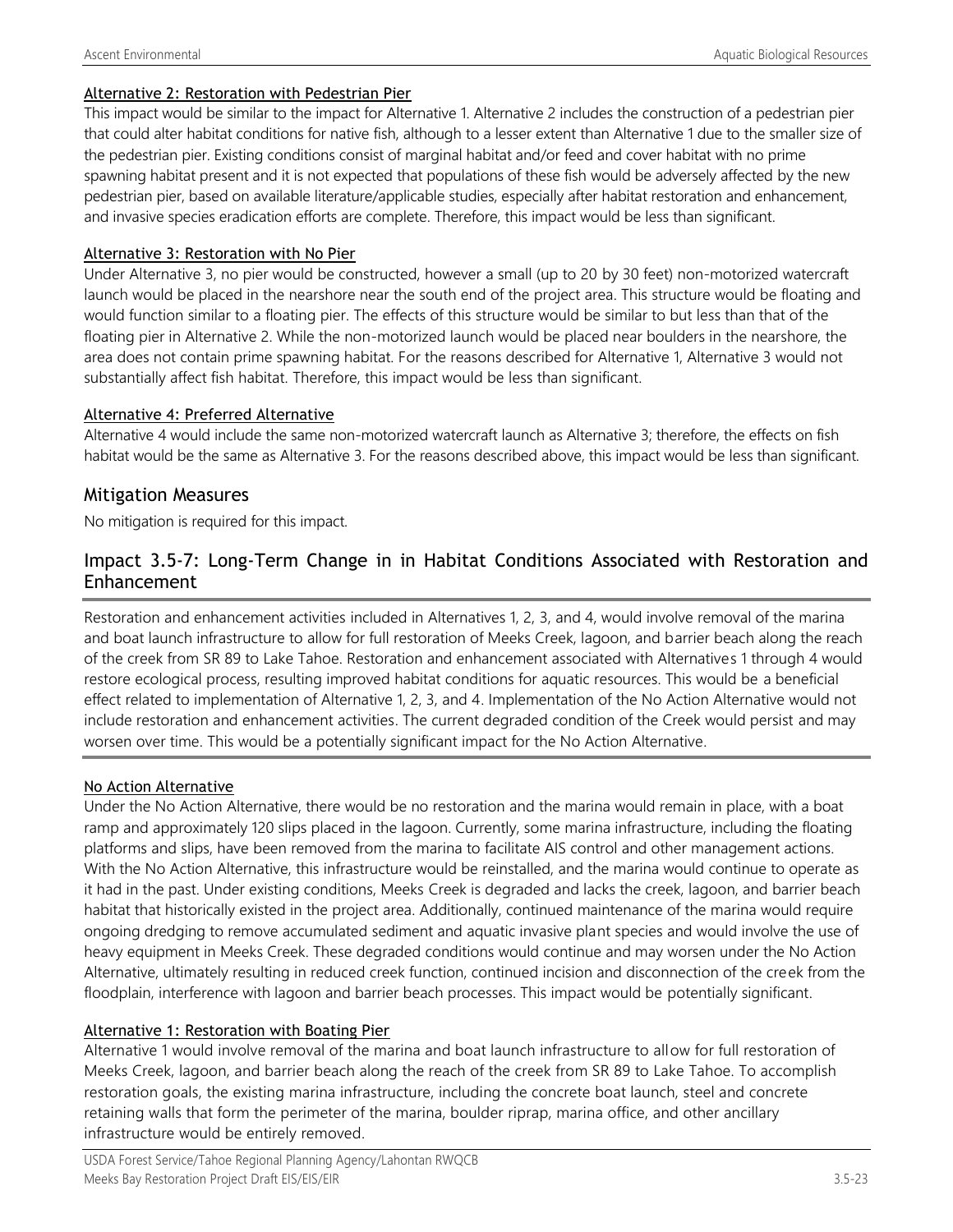#### Alternative 2: Restoration with Pedestrian Pier

This impact would be similar to the impact for Alternative 1. Alternative 2 includes the construction of a pedestrian pier that could alter habitat conditions for native fish, although to a lesser extent than Alternative 1 due to the smaller size of the pedestrian pier. Existing conditions consist of marginal habitat and/or feed and cover habitat with no prime spawning habitat present and it is not expected that populations of these fish would be adversely affected by the new pedestrian pier, based on available literature/applicable studies, especially after habitat restoration and enhancement, and invasive species eradication efforts are complete. Therefore, this impact would be less than significant.

#### Alternative 3: Restoration with No Pier

Under Alternative 3, no pier would be constructed, however a small (up to 20 by 30 feet) non-motorized watercraft launch would be placed in the nearshore near the south end of the project area. This structure would be floating and would function similar to a floating pier. The effects of this structure would be similar to but less than that of the floating pier in Alternative 2. While the non-motorized launch would be placed near boulders in the nearshore, the area does not contain prime spawning habitat. For the reasons described for Alternative 1, Alternative 3 would not substantially affect fish habitat. Therefore, this impact would be less than significant.

#### Alternative 4: Preferred Alternative

Alternative 4 would include the same non-motorized watercraft launch as Alternative 3; therefore, the effects on fish habitat would be the same as Alternative 3. For the reasons described above, this impact would be less than significant.

## Mitigation Measures

No mitigation is required for this impact.

## Impact 3.5-7: Long-Term Change in in Habitat Conditions Associated with Restoration and Enhancement

Restoration and enhancement activities included in Alternatives 1, 2, 3, and 4, would involve removal of the marina and boat launch infrastructure to allow for full restoration of Meeks Creek, lagoon, and barrier beach along the reach of the creek from SR 89 to Lake Tahoe. Restoration and enhancement associated with Alternatives 1 through 4 would restore ecological process, resulting improved habitat conditions for aquatic resources. This would be a beneficial effect related to implementation of Alternative 1, 2, 3, and 4. Implementation of the No Action Alternative would not include restoration and enhancement activities. The current degraded condition of the Creek would persist and may worsen over time. This would be a potentially significant impact for the No Action Alternative.

#### No Action Alternative

Under the No Action Alternative, there would be no restoration and the marina would remain in place, with a boat ramp and approximately 120 slips placed in the lagoon. Currently, some marina infrastructure, including the floating platforms and slips, have been removed from the marina to facilitate AIS control and other management actions. With the No Action Alternative, this infrastructure would be reinstalled, and the marina would continue to operate as it had in the past. Under existing conditions, Meeks Creek is degraded and lacks the creek, lagoon, and barrier beach habitat that historically existed in the project area. Additionally, continued maintenance of the marina would require ongoing dredging to remove accumulated sediment and aquatic invasive plant species and would involve the use of heavy equipment in Meeks Creek. These degraded conditions would continue and may worsen under the No Action Alternative, ultimately resulting in reduced creek function, continued incision and disconnection of the creek from the floodplain, interference with lagoon and barrier beach processes. This impact would be potentially significant.

#### Alternative 1: Restoration with Boating Pier

Alternative 1 would involve removal of the marina and boat launch infrastructure to allow for full restoration of Meeks Creek, lagoon, and barrier beach along the reach of the creek from SR 89 to Lake Tahoe. To accomplish restoration goals, the existing marina infrastructure, including the concrete boat launch, steel and concrete retaining walls that form the perimeter of the marina, boulder riprap, marina office, and other ancillary infrastructure would be entirely removed.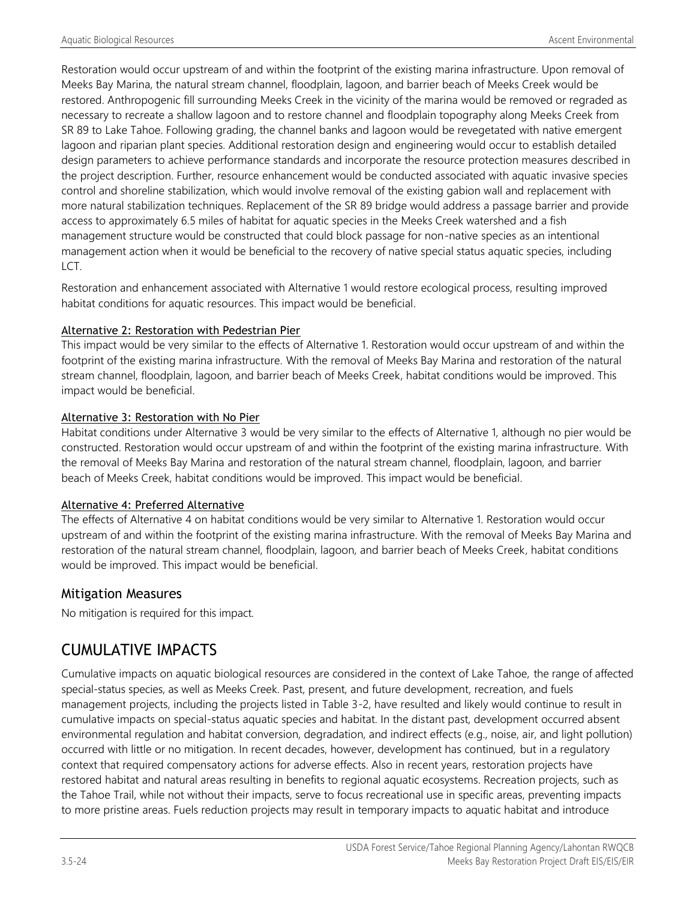Restoration would occur upstream of and within the footprint of the existing marina infrastructure. Upon removal of Meeks Bay Marina, the natural stream channel, floodplain, lagoon, and barrier beach of Meeks Creek would be restored. Anthropogenic fill surrounding Meeks Creek in the vicinity of the marina would be removed or regraded as necessary to recreate a shallow lagoon and to restore channel and floodplain topography along Meeks Creek from SR 89 to Lake Tahoe. Following grading, the channel banks and lagoon would be revegetated with native emergent lagoon and riparian plant species. Additional restoration design and engineering would occur to establish detailed design parameters to achieve performance standards and incorporate the resource protection measures described in the project description. Further, resource enhancement would be conducted associated with aquatic invasive species control and shoreline stabilization, which would involve removal of the existing gabion wall and replacement with more natural stabilization techniques. Replacement of the SR 89 bridge would address a passage barrier and provide access to approximately 6.5 miles of habitat for aquatic species in the Meeks Creek watershed and a fish management structure would be constructed that could block passage for non-native species as an intentional management action when it would be beneficial to the recovery of native special status aquatic species, including LCT.

Restoration and enhancement associated with Alternative 1 would restore ecological process, resulting improved habitat conditions for aquatic resources. This impact would be beneficial.

Alternative 2: Restoration with Pedestrian Pier

This impact would be very similar to the effects of Alternative 1. Restoration would occur upstream of and within the footprint of the existing marina infrastructure. With the removal of Meeks Bay Marina and restoration of the natural stream channel, floodplain, lagoon, and barrier beach of Meeks Creek, habitat conditions would be improved. This impact would be beneficial.

Alternative 3: Restoration with No Pier

Habitat conditions under Alternative 3 would be very similar to the effects of Alternative 1, although no pier would be constructed. Restoration would occur upstream of and within the footprint of the existing marina infrastructure. With the removal of Meeks Bay Marina and restoration of the natural stream channel, floodplain, lagoon, and barrier beach of Meeks Creek, habitat conditions would be improved. This impact would be beneficial.

Alternative 4: Preferred Alternative

The effects of Alternative 4 on habitat conditions would be very similar to Alternative 1. Restoration would occur upstream of and within the footprint of the existing marina infrastructure. With the removal of Meeks Bay Marina and restoration of the natural stream channel, floodplain, lagoon, and barrier beach of Meeks Creek, habitat conditions would be improved. This impact would be beneficial.

### Mitigation Measures

No mitigation is required for this impact.

## CUMULATIVE IMPACTS

Cumulative impacts on aquatic biological resources are considered in the context of Lake Tahoe, the range of affected special-status species, as well as Meeks Creek. Past, present, and future development, recreation, and fuels management projects, including the projects listed in Table 3-2, have resulted and likely would continue to result in cumulative impacts on special-status aquatic species and habitat. In the distant past, development occurred absent environmental regulation and habitat conversion, degradation, and indirect effects (e.g., noise, air, and light pollution) occurred with little or no mitigation. In recent decades, however, development has continued, but in a regulatory context that required compensatory actions for adverse effects. Also in recent years, restoration projects have restored habitat and natural areas resulting in benefits to regional aquatic ecosystems. Recreation projects, such as the Tahoe Trail, while not without their impacts, serve to focus recreational use in specific areas, preventing impacts to more pristine areas. Fuels reduction projects may result in temporary impacts to aquatic habitat and introduce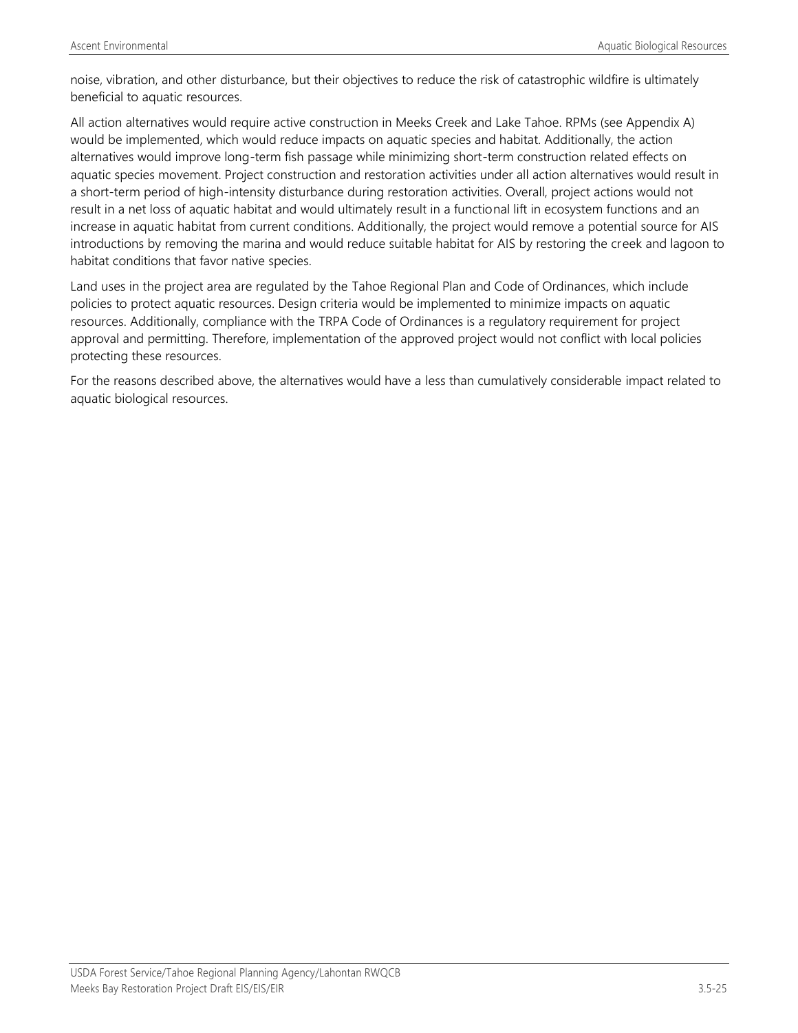noise, vibration, and other disturbance, but their objectives to reduce the risk of catastrophic wildfire is ultimately beneficial to aquatic resources.

All action alternatives would require active construction in Meeks Creek and Lake Tahoe. RPMs (see Appendix A) would be implemented, which would reduce impacts on aquatic species and habitat. Additionally, the action alternatives would improve long-term fish passage while minimizing short-term construction related effects on aquatic species movement. Project construction and restoration activities under all action alternatives would result in a short-term period of high-intensity disturbance during restoration activities. Overall, project actions would not result in a net loss of aquatic habitat and would ultimately result in a functional lift in ecosystem functions and an increase in aquatic habitat from current conditions. Additionally, the project would remove a potential source for AIS introductions by removing the marina and would reduce suitable habitat for AIS by restoring the creek and lagoon to habitat conditions that favor native species.

Land uses in the project area are regulated by the Tahoe Regional Plan and Code of Ordinances, which include policies to protect aquatic resources. Design criteria would be implemented to minimize impacts on aquatic resources. Additionally, compliance with the TRPA Code of Ordinances is a regulatory requirement for project approval and permitting. Therefore, implementation of the approved project would not conflict with local policies protecting these resources.

For the reasons described above, the alternatives would have a less than cumulatively considerable impact related to aquatic biological resources.